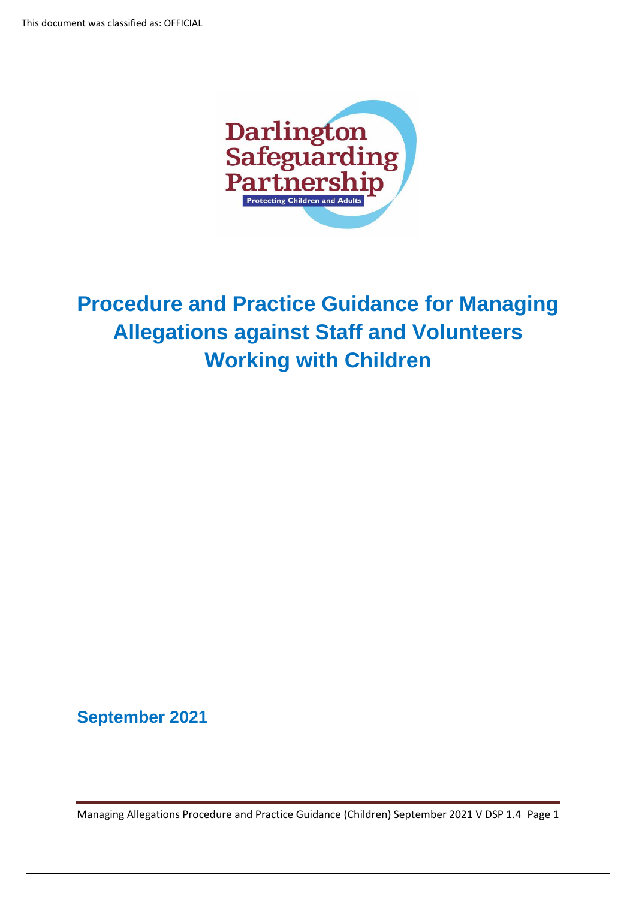# Procedure and Practice Guidance for Managing Allegations against Staff and Volunteers Working with Children

**September 2021**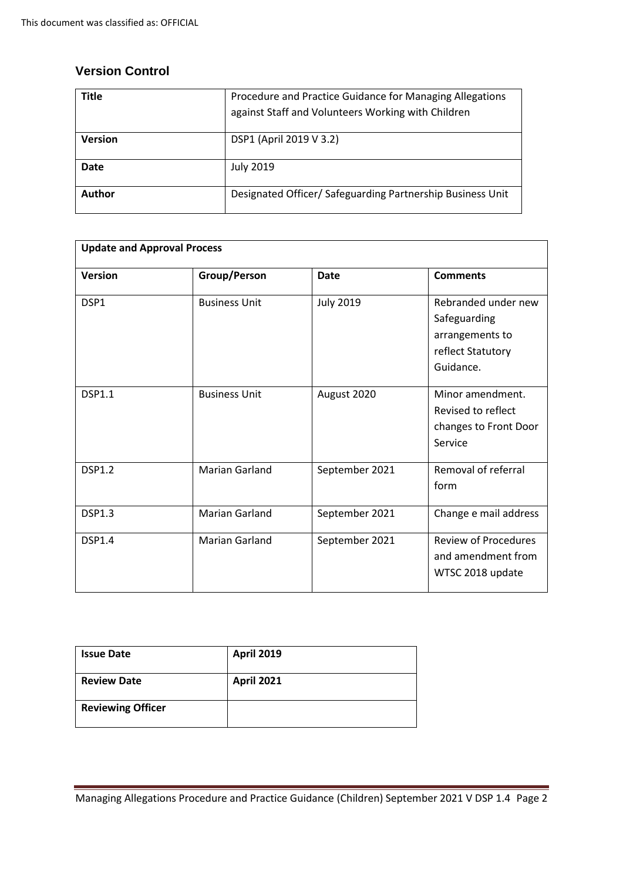## Version Control

| **Title** | Procedure and Practice Guidance for Managing Allegations against Staff and Volunteers Working with Children |
|---|---|
| **Version** | DSP1 (April 2019 V 3.2) |
| **Date** | July 2019 |
| **Author** | Designated Officer/ Safeguarding Partnership Business Unit |

| **Update and Approval Process** | | | |
|---|---|---|---|
| **Version** | **Group/Person** | **Date** | **Comments** |
| DSP1 | Business Unit | July 2019 | Rebranded under new Safeguarding arrangements to reflect Statutory Guidance. |
| DSP1.1 | Business Unit | August 2020 | Minor amendment. Revised to reflect changes to Front Door Service |
| DSP1.2 | Marian Garland | September 2021 | Removal of referral form |
| DSP1.3 | Marian Garland | September 2021 | Change e mail address |
| DSP1.4 | Marian Garland | September 2021 | Review of Procedures and amendment from WTSC 2018 update |

| **Issue Date** | **April 2019** |
|---|---|
| **Review Date** | **April 2021** |
| **Reviewing Officer** | |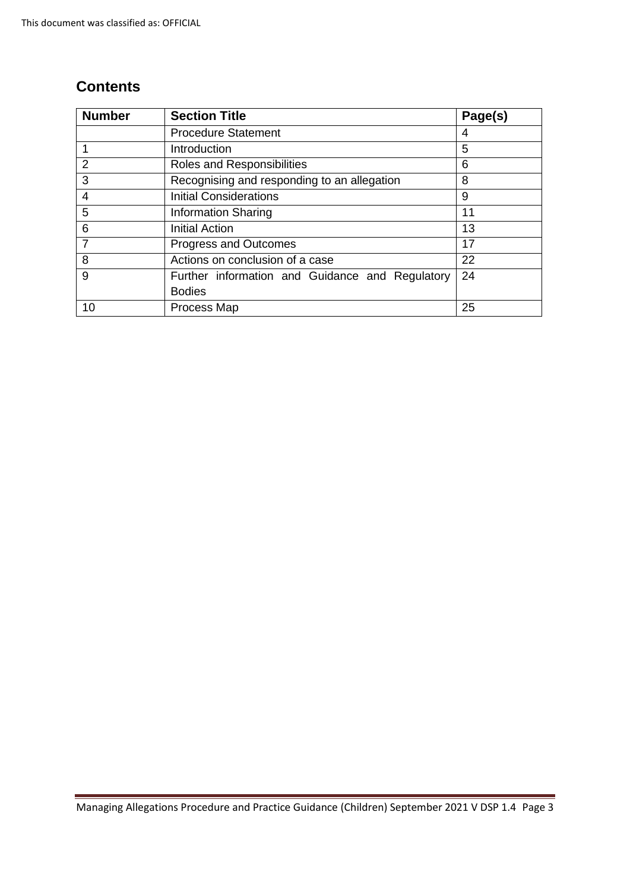## Contents

| Number | Section Title | Page(s) |
|---|---|---|
| | Procedure Statement | 4 |
| 1 | Introduction | 5 |
| 2 | Roles and Responsibilities | 6 |
| 3 | Recognising and responding to an allegation | 8 |
| 4 | Initial Considerations | 9 |
| 5 | Information Sharing | 11 |
| 6 | Initial Action | 13 |
| 7 | Progress and Outcomes | 17 |
| 8 | Actions on conclusion of a case | 22 |
| 9 | Further information and Guidance and Regulatory Bodies | 24 |
| 10 | Process Map | 25 |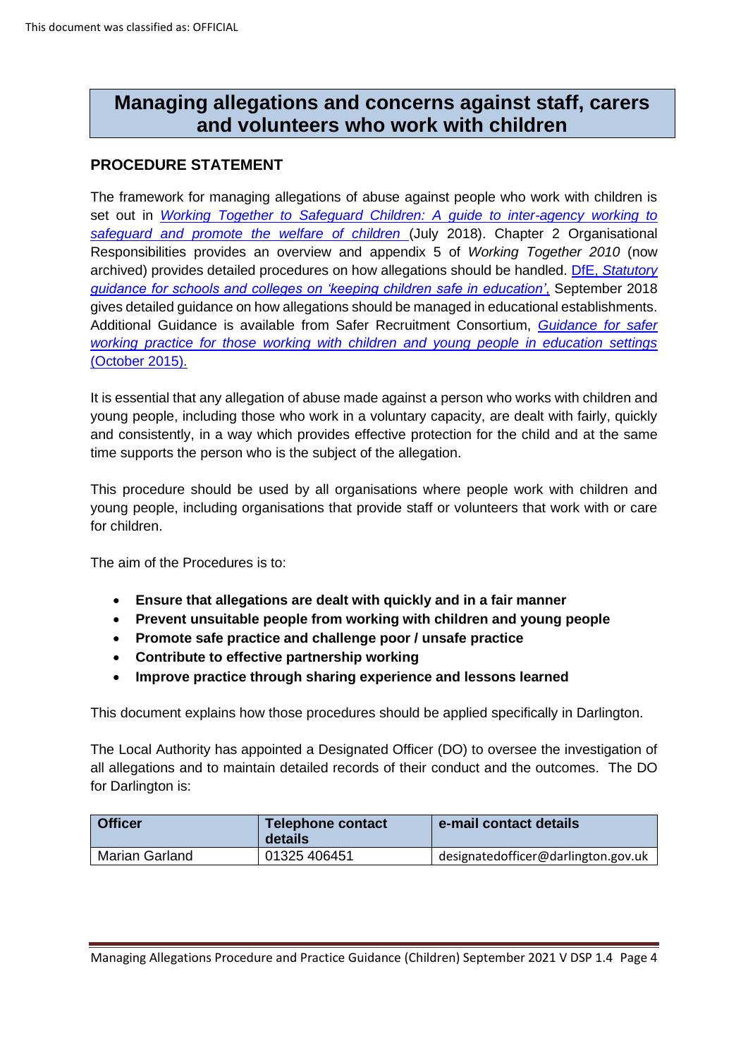# Managing allegations and concerns against staff, carers and volunteers who work with children

## PROCEDURE STATEMENT

The framework for managing allegations of abuse against people who work with children is set out in *Working Together to Safeguard Children: A guide to inter-agency working to safeguard and promote the welfare of children* (July 2018). Chapter 2 Organisational Responsibilities provides an overview and appendix 5 of *Working Together 2010* (now archived) provides detailed procedures on how allegations should be handled. DfE, *Statutory guidance for schools and colleges on 'keeping children safe in education'*, September 2018 gives detailed guidance on how allegations should be managed in educational establishments. Additional Guidance is available from Safer Recruitment Consortium, *Guidance for safer working practice for those working with children and young people in education settings* (October 2015).

It is essential that any allegation of abuse made against a person who works with children and young people, including those who work in a voluntary capacity, are dealt with fairly, quickly and consistently, in a way which provides effective protection for the child and at the same time supports the person who is the subject of the allegation.

This procedure should be used by all organisations where people work with children and young people, including organisations that provide staff or volunteers that work with or care for children.

The aim of the Procedures is to:

- **Ensure that allegations are dealt with quickly and in a fair manner**
- **Prevent unsuitable people from working with children and young people**
- **Promote safe practice and challenge poor / unsafe practice**
- **Contribute to effective partnership working**
- **Improve practice through sharing experience and lessons learned**

This document explains how those procedures should be applied specifically in Darlington.

The Local Authority has appointed a Designated Officer (DO) to oversee the investigation of all allegations and to maintain detailed records of their conduct and the outcomes. The DO for Darlington is:

| Officer | Telephone contact details | e-mail contact details |
| --- | --- | --- |
| Marian Garland | 01325 406451 | designatedofficer@darlington.gov.uk |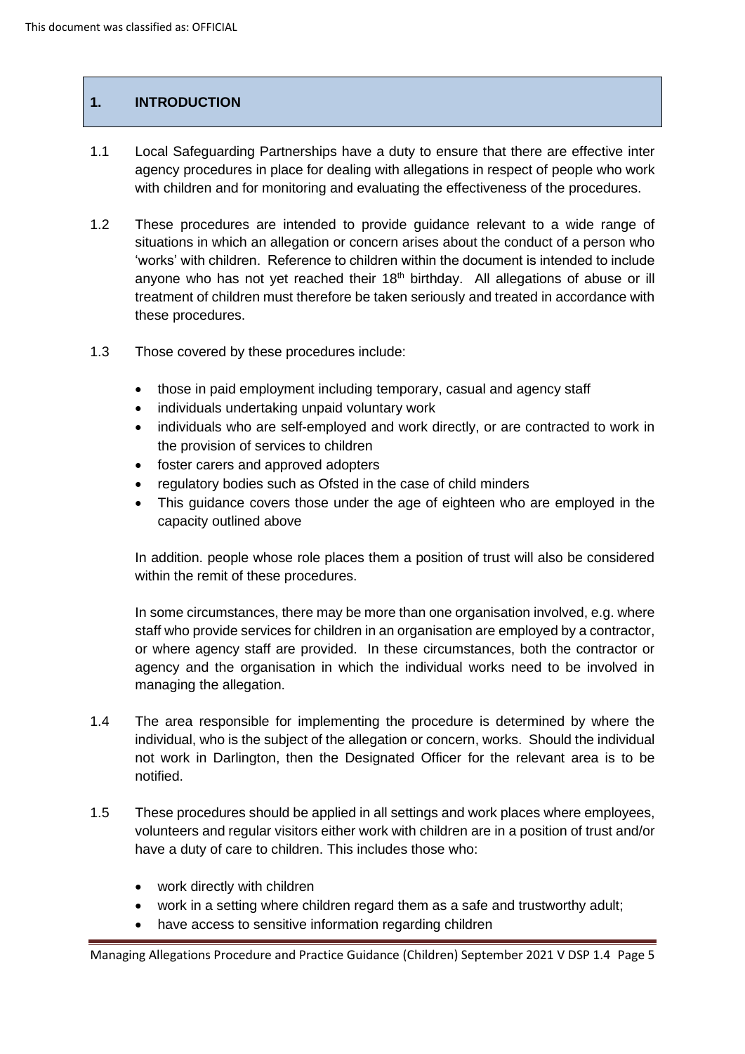## 1. INTRODUCTION

1.1 Local Safeguarding Partnerships have a duty to ensure that there are effective inter agency procedures in place for dealing with allegations in respect of people who work with children and for monitoring and evaluating the effectiveness of the procedures.

1.2 These procedures are intended to provide guidance relevant to a wide range of situations in which an allegation or concern arises about the conduct of a person who 'works' with children. Reference to children within the document is intended to include anyone who has not yet reached their 18th birthday. All allegations of abuse or ill treatment of children must therefore be taken seriously and treated in accordance with these procedures.

1.3 Those covered by these procedures include:

- those in paid employment including temporary, casual and agency staff
- individuals undertaking unpaid voluntary work
- individuals who are self-employed and work directly, or are contracted to work in the provision of services to children
- foster carers and approved adopters
- regulatory bodies such as Ofsted in the case of child minders
- This guidance covers those under the age of eighteen who are employed in the capacity outlined above

In addition. people whose role places them a position of trust will also be considered within the remit of these procedures.

In some circumstances, there may be more than one organisation involved, e.g. where staff who provide services for children in an organisation are employed by a contractor, or where agency staff are provided. In these circumstances, both the contractor or agency and the organisation in which the individual works need to be involved in managing the allegation.

1.4 The area responsible for implementing the procedure is determined by where the individual, who is the subject of the allegation or concern, works. Should the individual not work in Darlington, then the Designated Officer for the relevant area is to be notified.

1.5 These procedures should be applied in all settings and work places where employees, volunteers and regular visitors either work with children are in a position of trust and/or have a duty of care to children. This includes those who:

- work directly with children
- work in a setting where children regard them as a safe and trustworthy adult;
- have access to sensitive information regarding children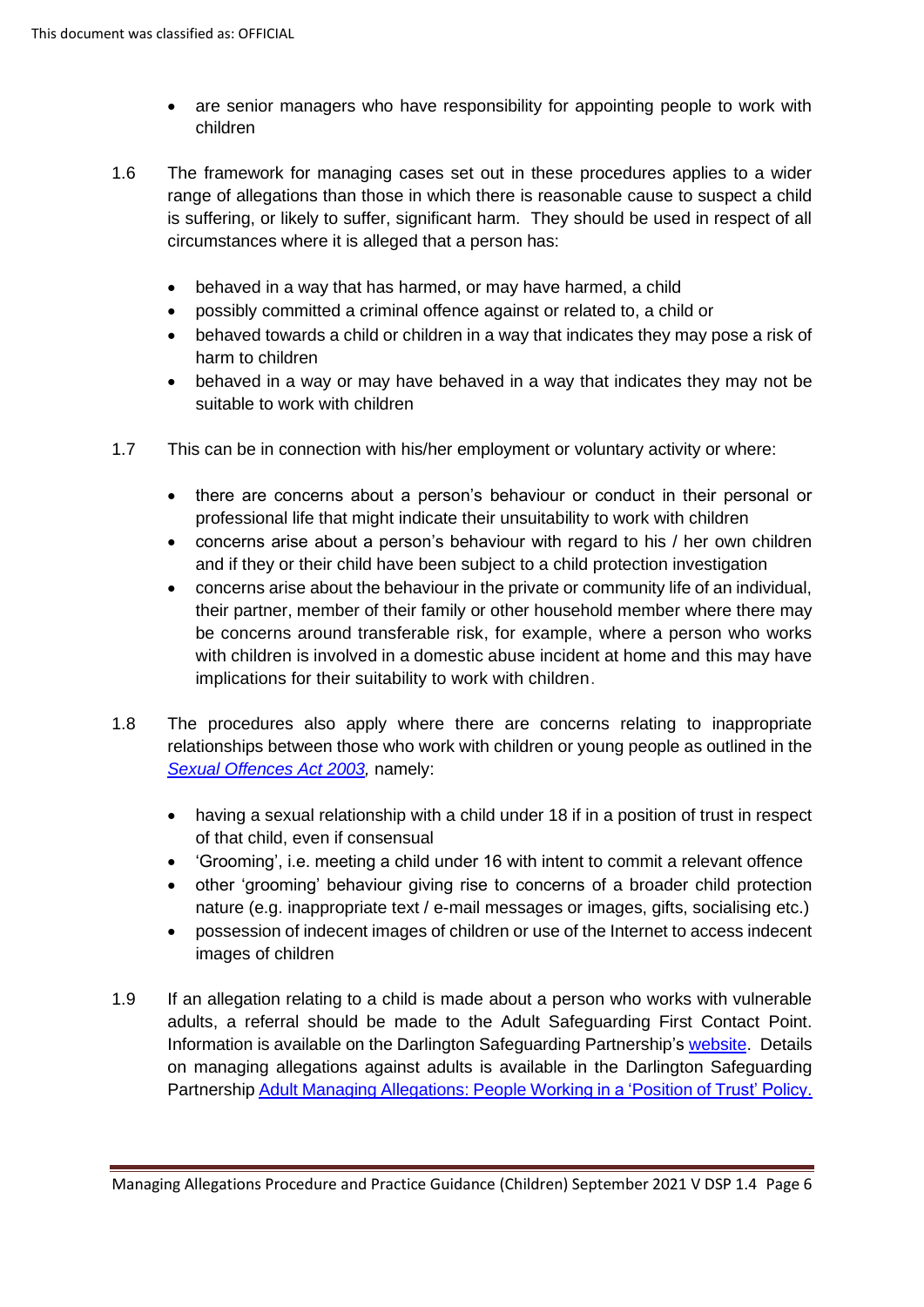- are senior managers who have responsibility for appointing people to work with children

1.6 The framework for managing cases set out in these procedures applies to a wider range of allegations than those in which there is reasonable cause to suspect a child is suffering, or likely to suffer, significant harm. They should be used in respect of all circumstances where it is alleged that a person has:

- behaved in a way that has harmed, or may have harmed, a child
- possibly committed a criminal offence against or related to, a child or
- behaved towards a child or children in a way that indicates they may pose a risk of harm to children
- behaved in a way or may have behaved in a way that indicates they may not be suitable to work with children

1.7 This can be in connection with his/her employment or voluntary activity or where:

- there are concerns about a person's behaviour or conduct in their personal or professional life that might indicate their unsuitability to work with children
- concerns arise about a person's behaviour with regard to his / her own children and if they or their child have been subject to a child protection investigation
- concerns arise about the behaviour in the private or community life of an individual, their partner, member of their family or other household member where there may be concerns around transferable risk, for example, where a person who works with children is involved in a domestic abuse incident at home and this may have implications for their suitability to work with children.

1.8 The procedures also apply where there are concerns relating to inappropriate relationships between those who work with children or young people as outlined in the *Sexual Offences Act 2003,* namely:

- having a sexual relationship with a child under 18 if in a position of trust in respect of that child, even if consensual
- 'Grooming', i.e. meeting a child under 16 with intent to commit a relevant offence
- other 'grooming' behaviour giving rise to concerns of a broader child protection nature (e.g. inappropriate text / e-mail messages or images, gifts, socialising etc.)
- possession of indecent images of children or use of the Internet to access indecent images of children

1.9 If an allegation relating to a child is made about a person who works with vulnerable adults, a referral should be made to the Adult Safeguarding First Contact Point. Information is available on the Darlington Safeguarding Partnership's website. Details on managing allegations against adults is available in the Darlington Safeguarding Partnership Adult Managing Allegations: People Working in a 'Position of Trust' Policy.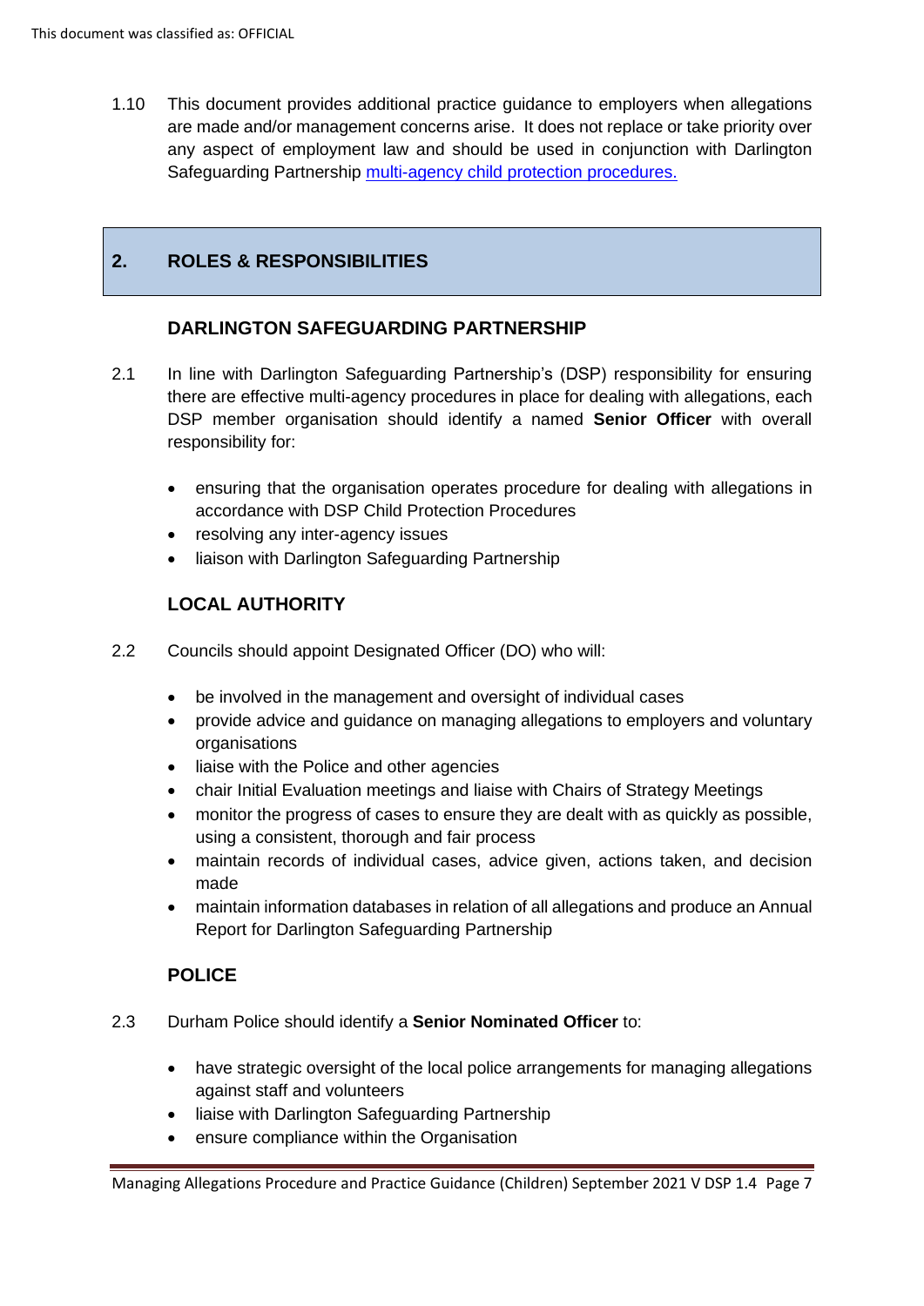1.10 This document provides additional practice guidance to employers when allegations are made and/or management concerns arise. It does not replace or take priority over any aspect of employment law and should be used in conjunction with Darlington Safeguarding Partnership [multi-agency child protection procedures.]

## 2. ROLES & RESPONSIBILITIES

### DARLINGTON SAFEGUARDING PARTNERSHIP

2.1 In line with Darlington Safeguarding Partnership's (DSP) responsibility for ensuring there are effective multi-agency procedures in place for dealing with allegations, each DSP member organisation should identify a named **Senior Officer** with overall responsibility for:

- ensuring that the organisation operates procedure for dealing with allegations in accordance with DSP Child Protection Procedures
- resolving any inter-agency issues
- liaison with Darlington Safeguarding Partnership

### LOCAL AUTHORITY

2.2 Councils should appoint Designated Officer (DO) who will:

- be involved in the management and oversight of individual cases
- provide advice and guidance on managing allegations to employers and voluntary organisations
- liaise with the Police and other agencies
- chair Initial Evaluation meetings and liaise with Chairs of Strategy Meetings
- monitor the progress of cases to ensure they are dealt with as quickly as possible, using a consistent, thorough and fair process
- maintain records of individual cases, advice given, actions taken, and decision made
- maintain information databases in relation of all allegations and produce an Annual Report for Darlington Safeguarding Partnership

### POLICE

2.3 Durham Police should identify a **Senior Nominated Officer** to:

- have strategic oversight of the local police arrangements for managing allegations against staff and volunteers
- liaise with Darlington Safeguarding Partnership
- ensure compliance within the Organisation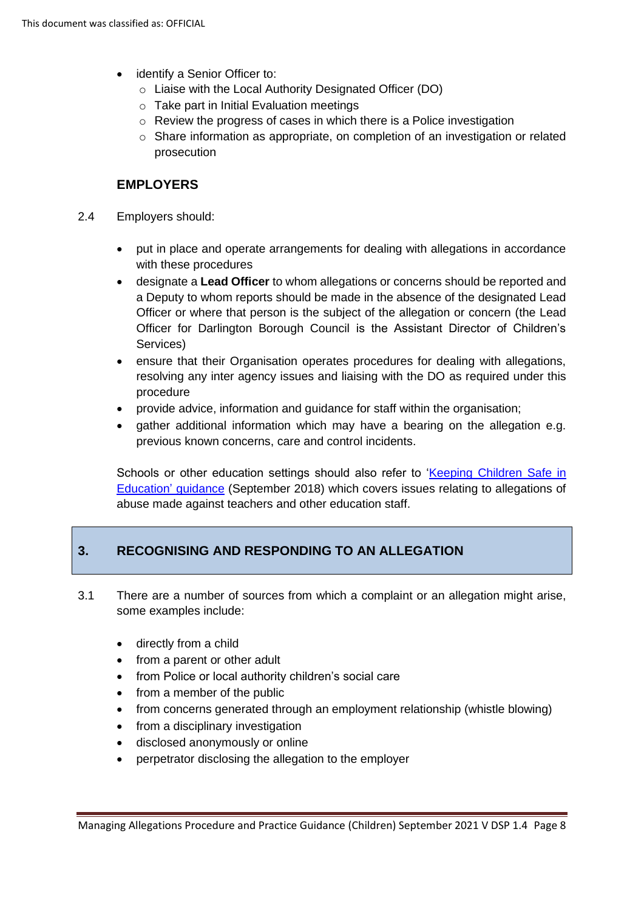- identify a Senior Officer to:
  - Liaise with the Local Authority Designated Officer (DO)
  - Take part in Initial Evaluation meetings
  - Review the progress of cases in which there is a Police investigation
  - Share information as appropriate, on completion of an investigation or related prosecution

### EMPLOYERS

2.4 Employers should:

- put in place and operate arrangements for dealing with allegations in accordance with these procedures
- designate a **Lead Officer** to whom allegations or concerns should be reported and a Deputy to whom reports should be made in the absence of the designated Lead Officer or where that person is the subject of the allegation or concern (the Lead Officer for Darlington Borough Council is the Assistant Director of Children's Services)
- ensure that their Organisation operates procedures for dealing with allegations, resolving any inter agency issues and liaising with the DO as required under this procedure
- provide advice, information and guidance for staff within the organisation;
- gather additional information which may have a bearing on the allegation e.g. previous known concerns, care and control incidents.

Schools or other education settings should also refer to 'Keeping Children Safe in Education' guidance (September 2018) which covers issues relating to allegations of abuse made against teachers and other education staff.

## 3. RECOGNISING AND RESPONDING TO AN ALLEGATION

3.1 There are a number of sources from which a complaint or an allegation might arise, some examples include:

- directly from a child
- from a parent or other adult
- from Police or local authority children's social care
- from a member of the public
- from concerns generated through an employment relationship (whistle blowing)
- from a disciplinary investigation
- disclosed anonymously or online
- perpetrator disclosing the allegation to the employer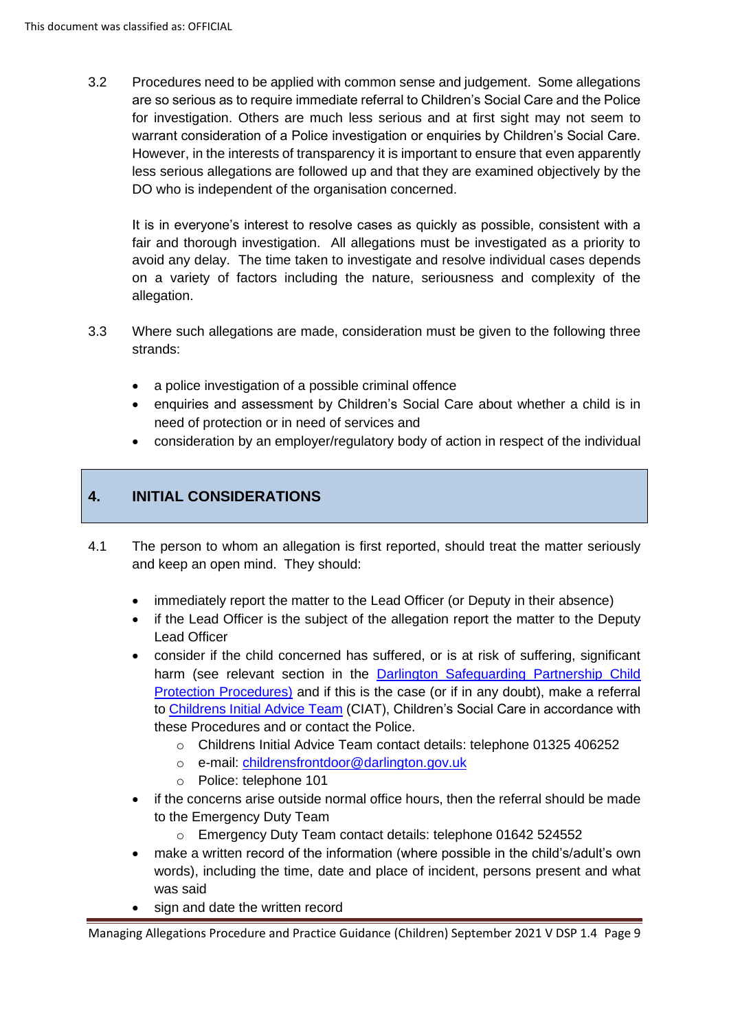3.2 Procedures need to be applied with common sense and judgement. Some allegations are so serious as to require immediate referral to Children's Social Care and the Police for investigation. Others are much less serious and at first sight may not seem to warrant consideration of a Police investigation or enquiries by Children's Social Care. However, in the interests of transparency it is important to ensure that even apparently less serious allegations are followed up and that they are examined objectively by the DO who is independent of the organisation concerned.

It is in everyone's interest to resolve cases as quickly as possible, consistent with a fair and thorough investigation. All allegations must be investigated as a priority to avoid any delay. The time taken to investigate and resolve individual cases depends on a variety of factors including the nature, seriousness and complexity of the allegation.

3.3 Where such allegations are made, consideration must be given to the following three strands:

- a police investigation of a possible criminal offence
- enquiries and assessment by Children's Social Care about whether a child is in need of protection or in need of services and
- consideration by an employer/regulatory body of action in respect of the individual

## 4. INITIAL CONSIDERATIONS

4.1 The person to whom an allegation is first reported, should treat the matter seriously and keep an open mind. They should:

- immediately report the matter to the Lead Officer (or Deputy in their absence)
- if the Lead Officer is the subject of the allegation report the matter to the Deputy Lead Officer
- consider if the child concerned has suffered, or is at risk of suffering, significant harm (see relevant section in the [Darlington Safeguarding Partnership Child Protection Procedures)](#) and if this is the case (or if in any doubt), make a referral to [Childrens Initial Advice Team](#) (CIAT), Children's Social Care in accordance with these Procedures and or contact the Police.
  - Childrens Initial Advice Team contact details: telephone 01325 406252
  - e-mail: [childrensfrontdoor@darlington.gov.uk](mailto:childrensfrontdoor@darlington.gov.uk)
  - Police: telephone 101
- if the concerns arise outside normal office hours, then the referral should be made to the Emergency Duty Team
  - Emergency Duty Team contact details: telephone 01642 524552
- make a written record of the information (where possible in the child's/adult's own words), including the time, date and place of incident, persons present and what was said
- sign and date the written record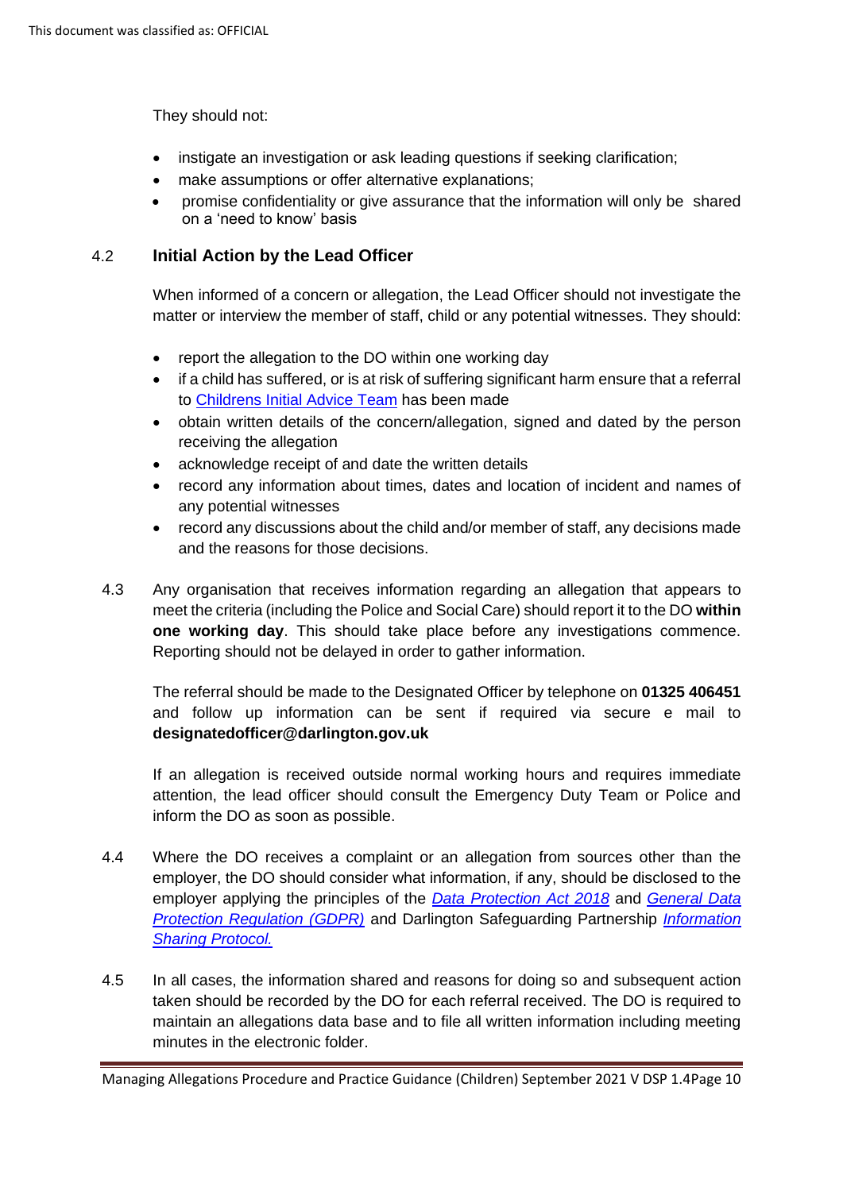They should not:

- instigate an investigation or ask leading questions if seeking clarification;
- make assumptions or offer alternative explanations;
- promise confidentiality or give assurance that the information will only be shared on a 'need to know' basis

### 4.2 Initial Action by the Lead Officer

When informed of a concern or allegation, the Lead Officer should not investigate the matter or interview the member of staff, child or any potential witnesses. They should:

- report the allegation to the DO within one working day
- if a child has suffered, or is at risk of suffering significant harm ensure that a referral to Childrens Initial Advice Team has been made
- obtain written details of the concern/allegation, signed and dated by the person receiving the allegation
- acknowledge receipt of and date the written details
- record any information about times, dates and location of incident and names of any potential witnesses
- record any discussions about the child and/or member of staff, any decisions made and the reasons for those decisions.

4.3 Any organisation that receives information regarding an allegation that appears to meet the criteria (including the Police and Social Care) should report it to the DO **within one working day**. This should take place before any investigations commence. Reporting should not be delayed in order to gather information.

The referral should be made to the Designated Officer by telephone on **01325 406451** and follow up information can be sent if required via secure e mail to **designatedofficer@darlington.gov.uk**

If an allegation is received outside normal working hours and requires immediate attention, the lead officer should consult the Emergency Duty Team or Police and inform the DO as soon as possible.

4.4 Where the DO receives a complaint or an allegation from sources other than the employer, the DO should consider what information, if any, should be disclosed to the employer applying the principles of the *Data Protection Act 2018* and *General Data Protection Regulation (GDPR)* and Darlington Safeguarding Partnership *Information Sharing Protocol.*

4.5 In all cases, the information shared and reasons for doing so and subsequent action taken should be recorded by the DO for each referral received. The DO is required to maintain an allegations data base and to file all written information including meeting minutes in the electronic folder.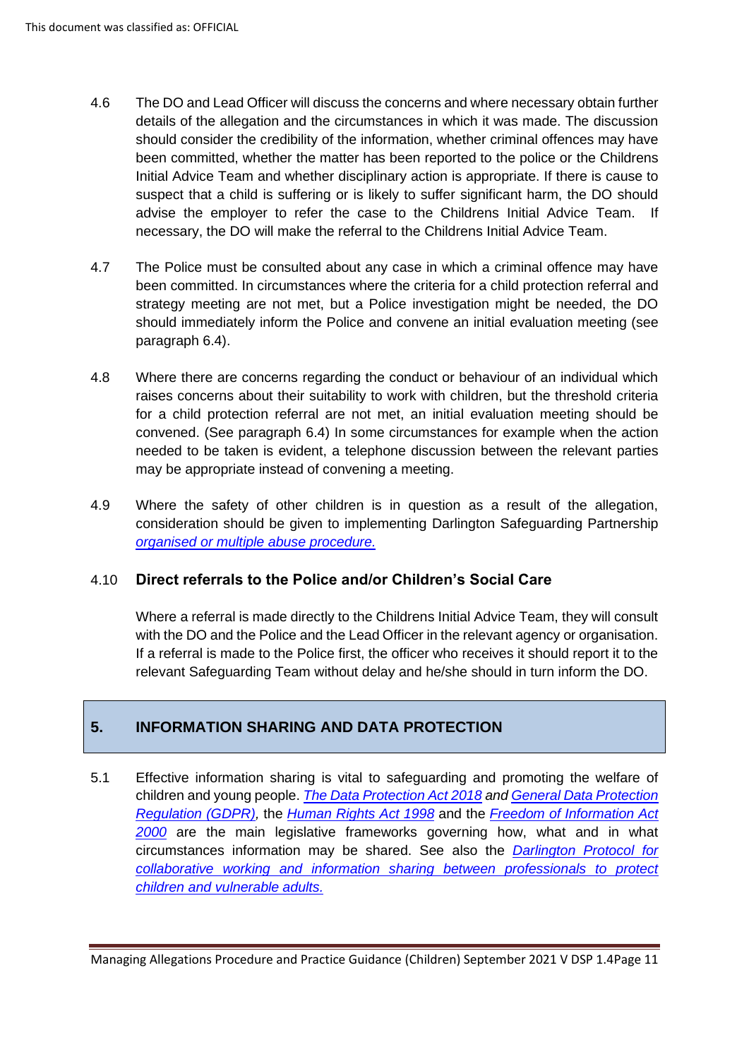4.6 The DO and Lead Officer will discuss the concerns and where necessary obtain further details of the allegation and the circumstances in which it was made. The discussion should consider the credibility of the information, whether criminal offences may have been committed, whether the matter has been reported to the police or the Childrens Initial Advice Team and whether disciplinary action is appropriate. If there is cause to suspect that a child is suffering or is likely to suffer significant harm, the DO should advise the employer to refer the case to the Childrens Initial Advice Team. If necessary, the DO will make the referral to the Childrens Initial Advice Team.

4.7 The Police must be consulted about any case in which a criminal offence may have been committed. In circumstances where the criteria for a child protection referral and strategy meeting are not met, but a Police investigation might be needed, the DO should immediately inform the Police and convene an initial evaluation meeting (see paragraph 6.4).

4.8 Where there are concerns regarding the conduct or behaviour of an individual which raises concerns about their suitability to work with children, but the threshold criteria for a child protection referral are not met, an initial evaluation meeting should be convened. (See paragraph 6.4) In some circumstances for example when the action needed to be taken is evident, a telephone discussion between the relevant parties may be appropriate instead of convening a meeting.

4.9 Where the safety of other children is in question as a result of the allegation, consideration should be given to implementing Darlington Safeguarding Partnership *organised or multiple abuse procedure.*

### 4.10 Direct referrals to the Police and/or Children's Social Care

Where a referral is made directly to the Childrens Initial Advice Team, they will consult with the DO and the Police and the Lead Officer in the relevant agency or organisation. If a referral is made to the Police first, the officer who receives it should report it to the relevant Safeguarding Team without delay and he/she should in turn inform the DO.

## 5. INFORMATION SHARING AND DATA PROTECTION

5.1 Effective information sharing is vital to safeguarding and promoting the welfare of children and young people. *The Data Protection Act 2018 and General Data Protection Regulation (GDPR),* the *Human Rights Act 1998* and the *Freedom of Information Act 2000* are the main legislative frameworks governing how, what and in what circumstances information may be shared. See also the *Darlington Protocol for collaborative working and information sharing between professionals to protect children and vulnerable adults.*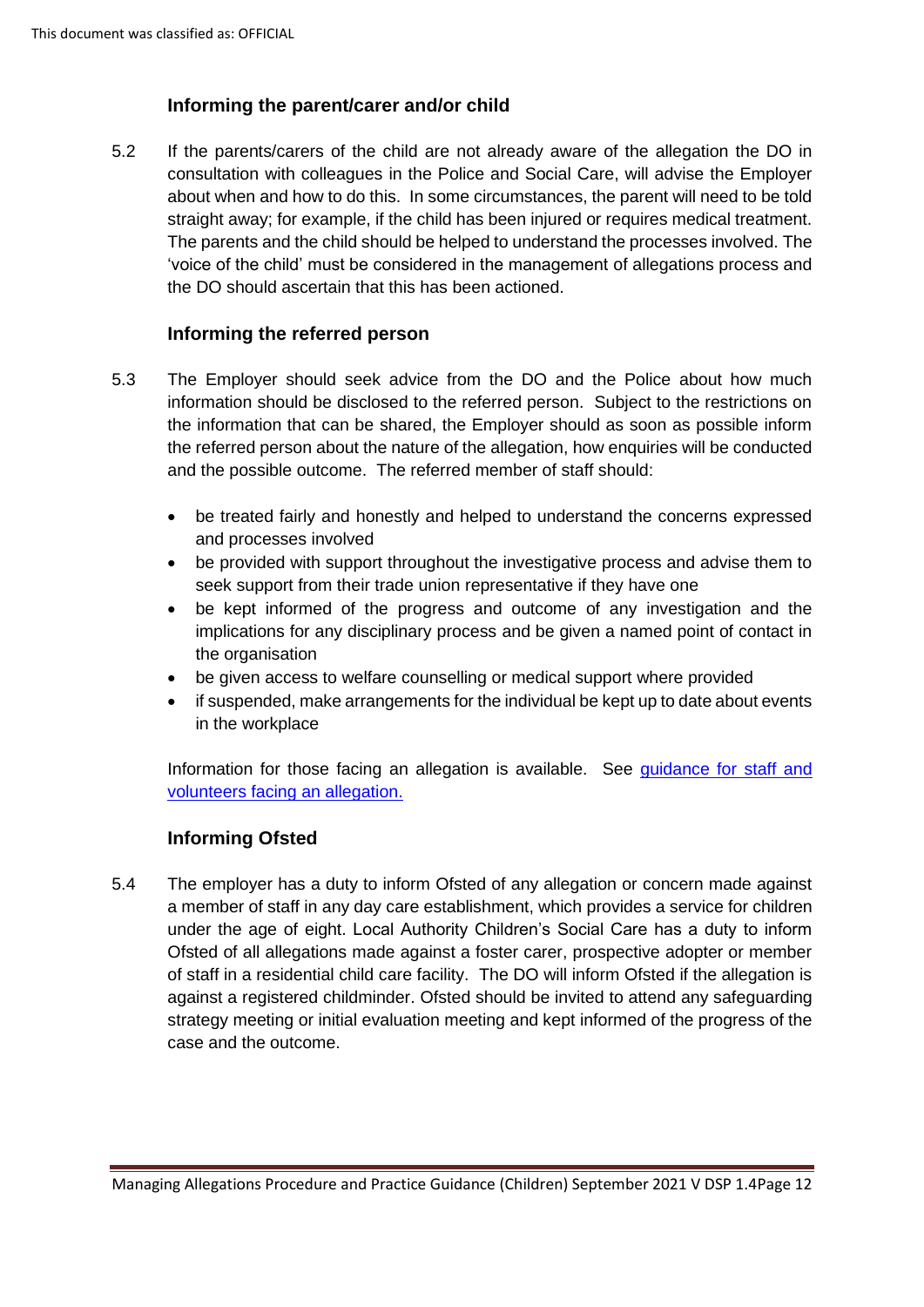### Informing the parent/carer and/or child

5.2 If the parents/carers of the child are not already aware of the allegation the DO in consultation with colleagues in the Police and Social Care, will advise the Employer about when and how to do this. In some circumstances, the parent will need to be told straight away; for example, if the child has been injured or requires medical treatment. The parents and the child should be helped to understand the processes involved. The 'voice of the child' must be considered in the management of allegations process and the DO should ascertain that this has been actioned.

### Informing the referred person

5.3 The Employer should seek advice from the DO and the Police about how much information should be disclosed to the referred person. Subject to the restrictions on the information that can be shared, the Employer should as soon as possible inform the referred person about the nature of the allegation, how enquiries will be conducted and the possible outcome. The referred member of staff should:

- be treated fairly and honestly and helped to understand the concerns expressed and processes involved
- be provided with support throughout the investigative process and advise them to seek support from their trade union representative if they have one
- be kept informed of the progress and outcome of any investigation and the implications for any disciplinary process and be given a named point of contact in the organisation
- be given access to welfare counselling or medical support where provided
- if suspended, make arrangements for the individual be kept up to date about events in the workplace

Information for those facing an allegation is available. See guidance for staff and volunteers facing an allegation.

### Informing Ofsted

5.4 The employer has a duty to inform Ofsted of any allegation or concern made against a member of staff in any day care establishment, which provides a service for children under the age of eight. Local Authority Children's Social Care has a duty to inform Ofsted of all allegations made against a foster carer, prospective adopter or member of staff in a residential child care facility. The DO will inform Ofsted if the allegation is against a registered childminder. Ofsted should be invited to attend any safeguarding strategy meeting or initial evaluation meeting and kept informed of the progress of the case and the outcome.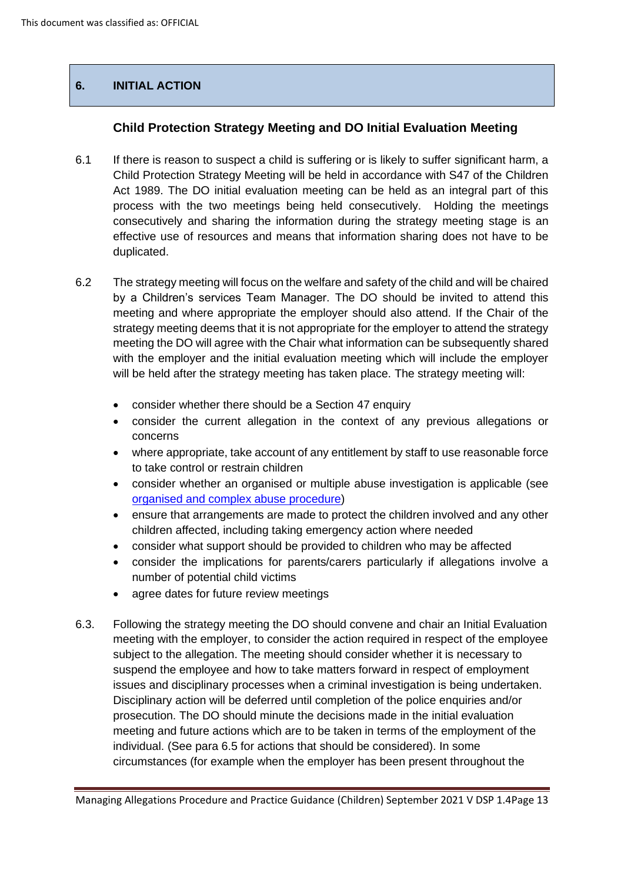## 6. INITIAL ACTION

### Child Protection Strategy Meeting and DO Initial Evaluation Meeting

6.1 If there is reason to suspect a child is suffering or is likely to suffer significant harm, a Child Protection Strategy Meeting will be held in accordance with S47 of the Children Act 1989. The DO initial evaluation meeting can be held as an integral part of this process with the two meetings being held consecutively. Holding the meetings consecutively and sharing the information during the strategy meeting stage is an effective use of resources and means that information sharing does not have to be duplicated.

6.2 The strategy meeting will focus on the welfare and safety of the child and will be chaired by a Children's services Team Manager. The DO should be invited to attend this meeting and where appropriate the employer should also attend. If the Chair of the strategy meeting deems that it is not appropriate for the employer to attend the strategy meeting the DO will agree with the Chair what information can be subsequently shared with the employer and the initial evaluation meeting which will include the employer will be held after the strategy meeting has taken place. The strategy meeting will:

- consider whether there should be a Section 47 enquiry
- consider the current allegation in the context of any previous allegations or concerns
- where appropriate, take account of any entitlement by staff to use reasonable force to take control or restrain children
- consider whether an organised or multiple abuse investigation is applicable (see [organised and complex abuse procedure](#))
- ensure that arrangements are made to protect the children involved and any other children affected, including taking emergency action where needed
- consider what support should be provided to children who may be affected
- consider the implications for parents/carers particularly if allegations involve a number of potential child victims
- agree dates for future review meetings

6.3. Following the strategy meeting the DO should convene and chair an Initial Evaluation meeting with the employer, to consider the action required in respect of the employee subject to the allegation. The meeting should consider whether it is necessary to suspend the employee and how to take matters forward in respect of employment issues and disciplinary processes when a criminal investigation is being undertaken. Disciplinary action will be deferred until completion of the police enquiries and/or prosecution. The DO should minute the decisions made in the initial evaluation meeting and future actions which are to be taken in terms of the employment of the individual. (See para 6.5 for actions that should be considered). In some circumstances (for example when the employer has been present throughout the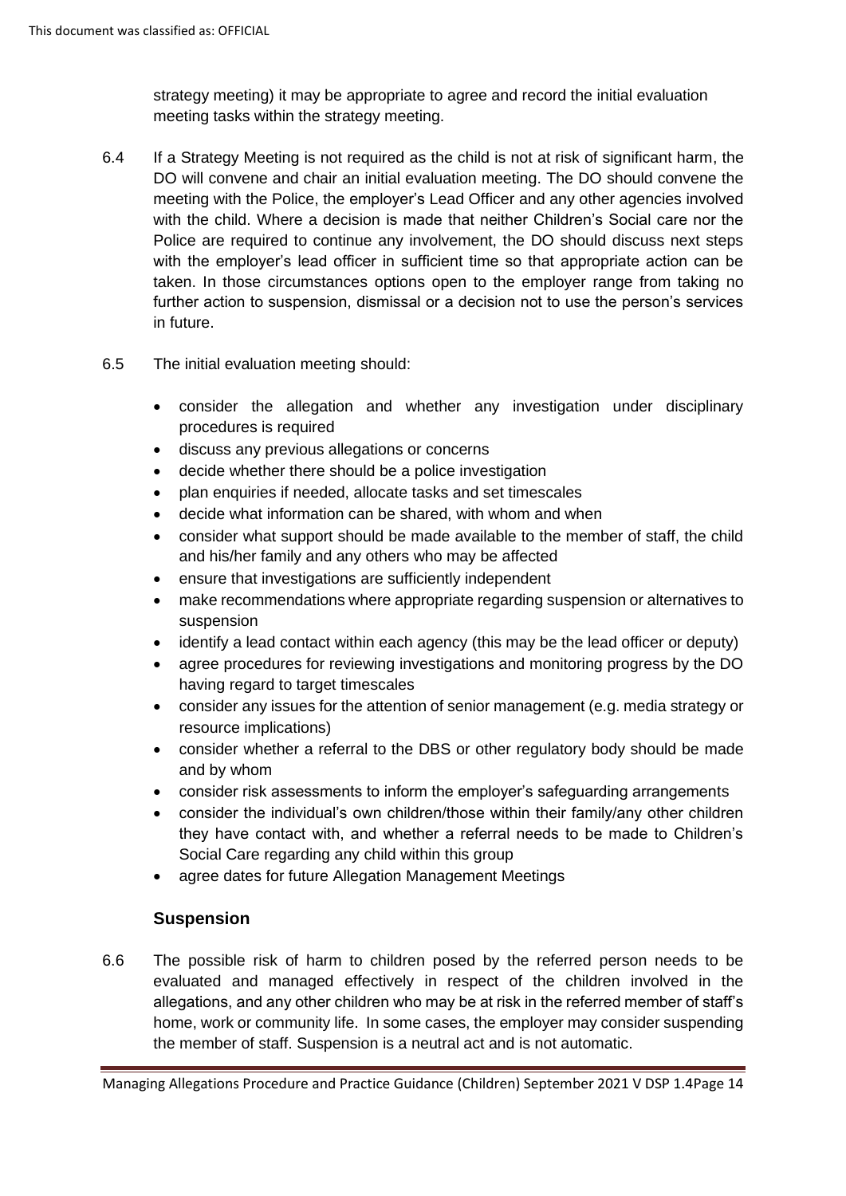strategy meeting) it may be appropriate to agree and record the initial evaluation meeting tasks within the strategy meeting.

6.4 If a Strategy Meeting is not required as the child is not at risk of significant harm, the DO will convene and chair an initial evaluation meeting. The DO should convene the meeting with the Police, the employer's Lead Officer and any other agencies involved with the child. Where a decision is made that neither Children's Social care nor the Police are required to continue any involvement, the DO should discuss next steps with the employer's lead officer in sufficient time so that appropriate action can be taken. In those circumstances options open to the employer range from taking no further action to suspension, dismissal or a decision not to use the person's services in future.

6.5 The initial evaluation meeting should:

- consider the allegation and whether any investigation under disciplinary procedures is required
- discuss any previous allegations or concerns
- decide whether there should be a police investigation
- plan enquiries if needed, allocate tasks and set timescales
- decide what information can be shared, with whom and when
- consider what support should be made available to the member of staff, the child and his/her family and any others who may be affected
- ensure that investigations are sufficiently independent
- make recommendations where appropriate regarding suspension or alternatives to suspension
- identify a lead contact within each agency (this may be the lead officer or deputy)
- agree procedures for reviewing investigations and monitoring progress by the DO having regard to target timescales
- consider any issues for the attention of senior management (e.g. media strategy or resource implications)
- consider whether a referral to the DBS or other regulatory body should be made and by whom
- consider risk assessments to inform the employer's safeguarding arrangements
- consider the individual's own children/those within their family/any other children they have contact with, and whether a referral needs to be made to Children's Social Care regarding any child within this group
- agree dates for future Allegation Management Meetings

## Suspension

6.6 The possible risk of harm to children posed by the referred person needs to be evaluated and managed effectively in respect of the children involved in the allegations, and any other children who may be at risk in the referred member of staff's home, work or community life. In some cases, the employer may consider suspending the member of staff. Suspension is a neutral act and is not automatic.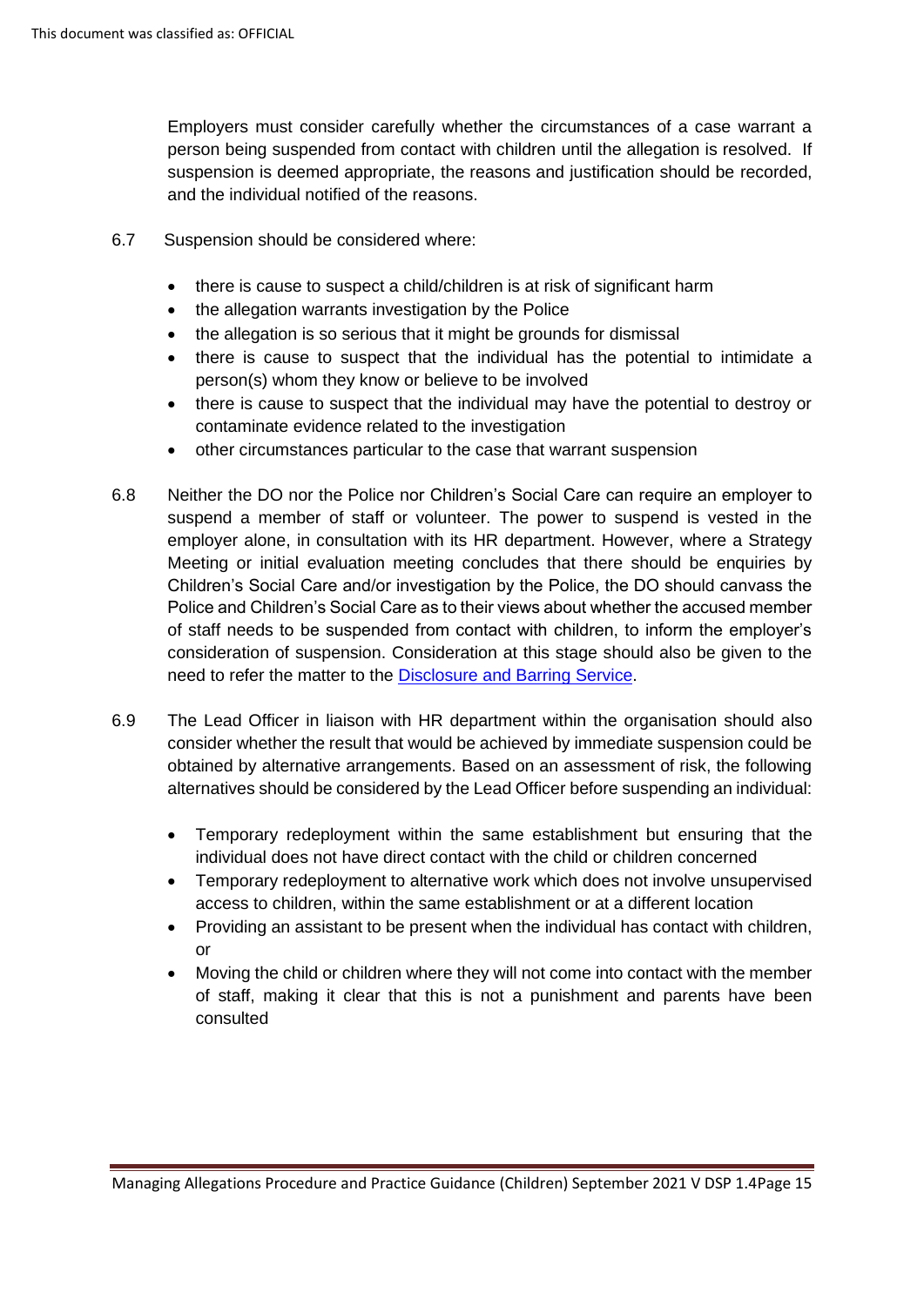Employers must consider carefully whether the circumstances of a case warrant a person being suspended from contact with children until the allegation is resolved. If suspension is deemed appropriate, the reasons and justification should be recorded, and the individual notified of the reasons.

6.7 Suspension should be considered where:

- there is cause to suspect a child/children is at risk of significant harm
- the allegation warrants investigation by the Police
- the allegation is so serious that it might be grounds for dismissal
- there is cause to suspect that the individual has the potential to intimidate a person(s) whom they know or believe to be involved
- there is cause to suspect that the individual may have the potential to destroy or contaminate evidence related to the investigation
- other circumstances particular to the case that warrant suspension

6.8 Neither the DO nor the Police nor Children's Social Care can require an employer to suspend a member of staff or volunteer. The power to suspend is vested in the employer alone, in consultation with its HR department. However, where a Strategy Meeting or initial evaluation meeting concludes that there should be enquiries by Children's Social Care and/or investigation by the Police, the DO should canvass the Police and Children's Social Care as to their views about whether the accused member of staff needs to be suspended from contact with children, to inform the employer's consideration of suspension. Consideration at this stage should also be given to the need to refer the matter to the [Disclosure and Barring Service](Disclosure and Barring Service).

6.9 The Lead Officer in liaison with HR department within the organisation should also consider whether the result that would be achieved by immediate suspension could be obtained by alternative arrangements. Based on an assessment of risk, the following alternatives should be considered by the Lead Officer before suspending an individual:

- Temporary redeployment within the same establishment but ensuring that the individual does not have direct contact with the child or children concerned
- Temporary redeployment to alternative work which does not involve unsupervised access to children, within the same establishment or at a different location
- Providing an assistant to be present when the individual has contact with children, or
- Moving the child or children where they will not come into contact with the member of staff, making it clear that this is not a punishment and parents have been consulted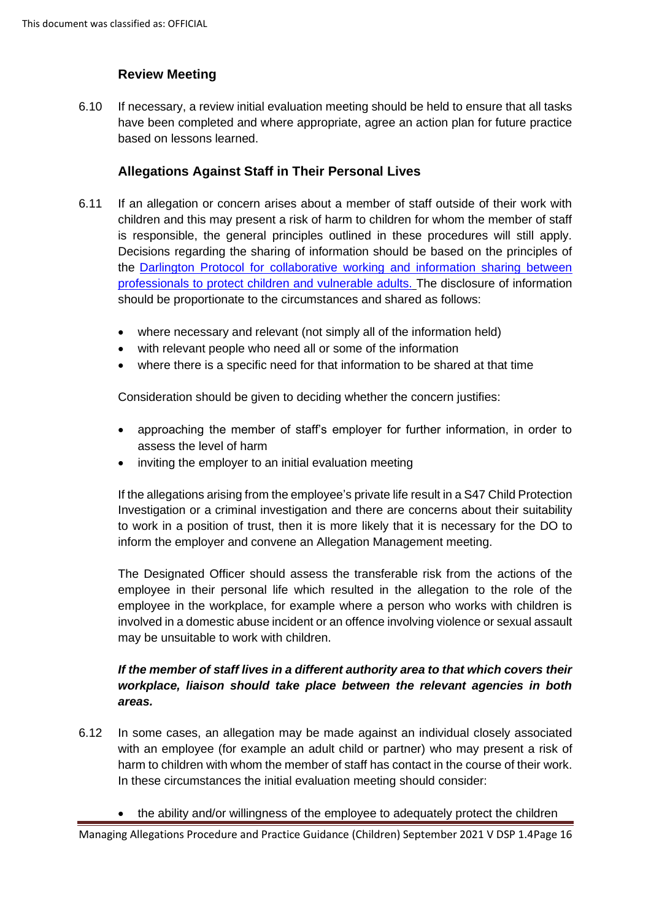### Review Meeting

6.10 If necessary, a review initial evaluation meeting should be held to ensure that all tasks have been completed and where appropriate, agree an action plan for future practice based on lessons learned.

### Allegations Against Staff in Their Personal Lives

6.11 If an allegation or concern arises about a member of staff outside of their work with children and this may present a risk of harm to children for whom the member of staff is responsible, the general principles outlined in these procedures will still apply. Decisions regarding the sharing of information should be based on the principles of the Darlington Protocol for collaborative working and information sharing between professionals to protect children and vulnerable adults. The disclosure of information should be proportionate to the circumstances and shared as follows:

- where necessary and relevant (not simply all of the information held)
- with relevant people who need all or some of the information
- where there is a specific need for that information to be shared at that time

Consideration should be given to deciding whether the concern justifies:

- approaching the member of staff's employer for further information, in order to assess the level of harm
- inviting the employer to an initial evaluation meeting

If the allegations arising from the employee's private life result in a S47 Child Protection Investigation or a criminal investigation and there are concerns about their suitability to work in a position of trust, then it is more likely that it is necessary for the DO to inform the employer and convene an Allegation Management meeting.

The Designated Officer should assess the transferable risk from the actions of the employee in their personal life which resulted in the allegation to the role of the employee in the workplace, for example where a person who works with children is involved in a domestic abuse incident or an offence involving violence or sexual assault may be unsuitable to work with children.

***If the member of staff lives in a different authority area to that which covers their workplace, liaison should take place between the relevant agencies in both areas.***

6.12 In some cases, an allegation may be made against an individual closely associated with an employee (for example an adult child or partner) who may present a risk of harm to children with whom the member of staff has contact in the course of their work. In these circumstances the initial evaluation meeting should consider:

- the ability and/or willingness of the employee to adequately protect the children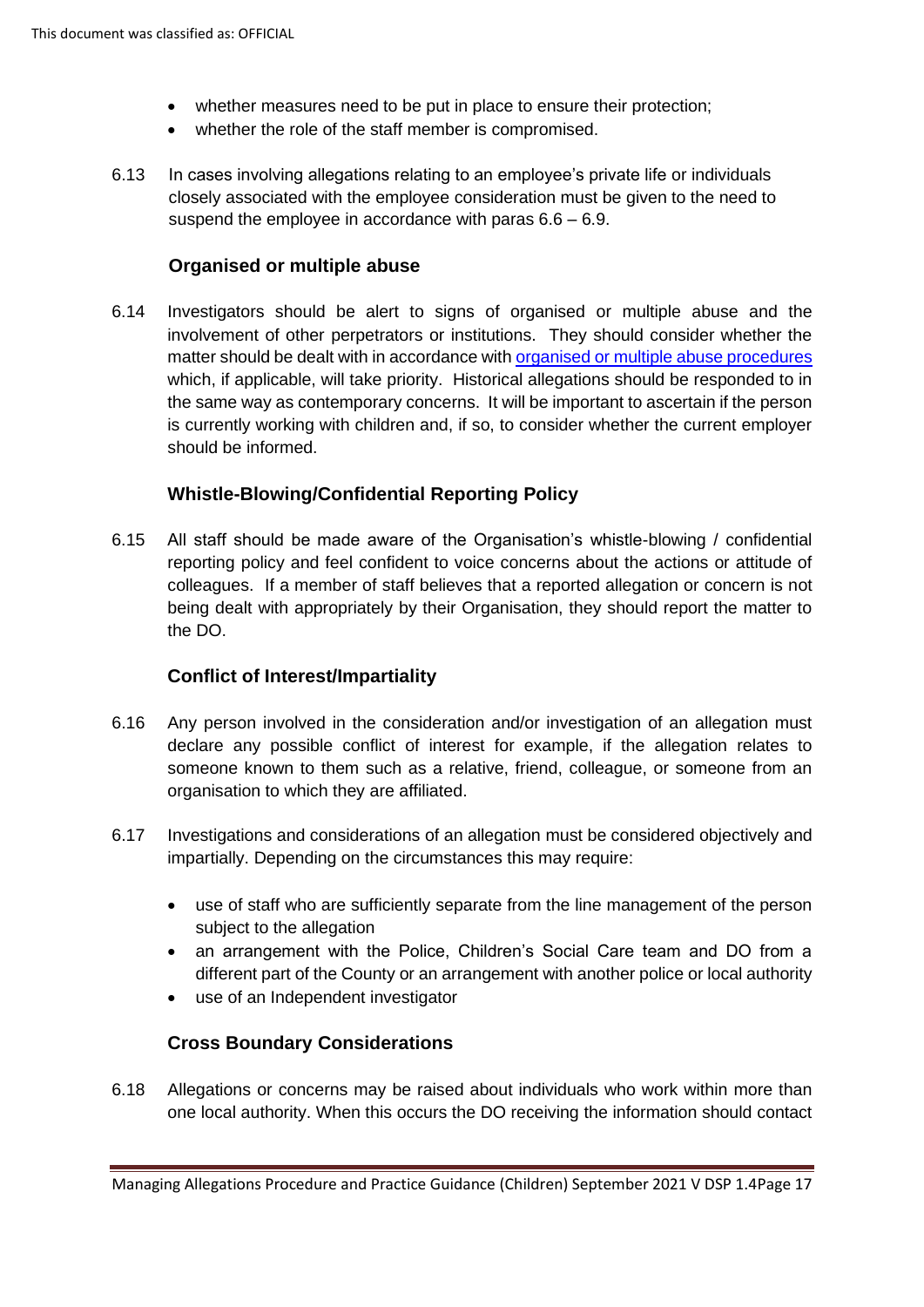- whether measures need to be put in place to ensure their protection;
- whether the role of the staff member is compromised.

6.13 In cases involving allegations relating to an employee's private life or individuals closely associated with the employee consideration must be given to the need to suspend the employee in accordance with paras 6.6 – 6.9.

### Organised or multiple abuse

6.14 Investigators should be alert to signs of organised or multiple abuse and the involvement of other perpetrators or institutions. They should consider whether the matter should be dealt with in accordance with organised or multiple abuse procedures which, if applicable, will take priority. Historical allegations should be responded to in the same way as contemporary concerns. It will be important to ascertain if the person is currently working with children and, if so, to consider whether the current employer should be informed.

### Whistle-Blowing/Confidential Reporting Policy

6.15 All staff should be made aware of the Organisation's whistle-blowing / confidential reporting policy and feel confident to voice concerns about the actions or attitude of colleagues. If a member of staff believes that a reported allegation or concern is not being dealt with appropriately by their Organisation, they should report the matter to the DO.

### Conflict of Interest/Impartiality

6.16 Any person involved in the consideration and/or investigation of an allegation must declare any possible conflict of interest for example, if the allegation relates to someone known to them such as a relative, friend, colleague, or someone from an organisation to which they are affiliated.

6.17 Investigations and considerations of an allegation must be considered objectively and impartially. Depending on the circumstances this may require:

- use of staff who are sufficiently separate from the line management of the person subject to the allegation
- an arrangement with the Police, Children's Social Care team and DO from a different part of the County or an arrangement with another police or local authority
- use of an Independent investigator

### Cross Boundary Considerations

6.18 Allegations or concerns may be raised about individuals who work within more than one local authority. When this occurs the DO receiving the information should contact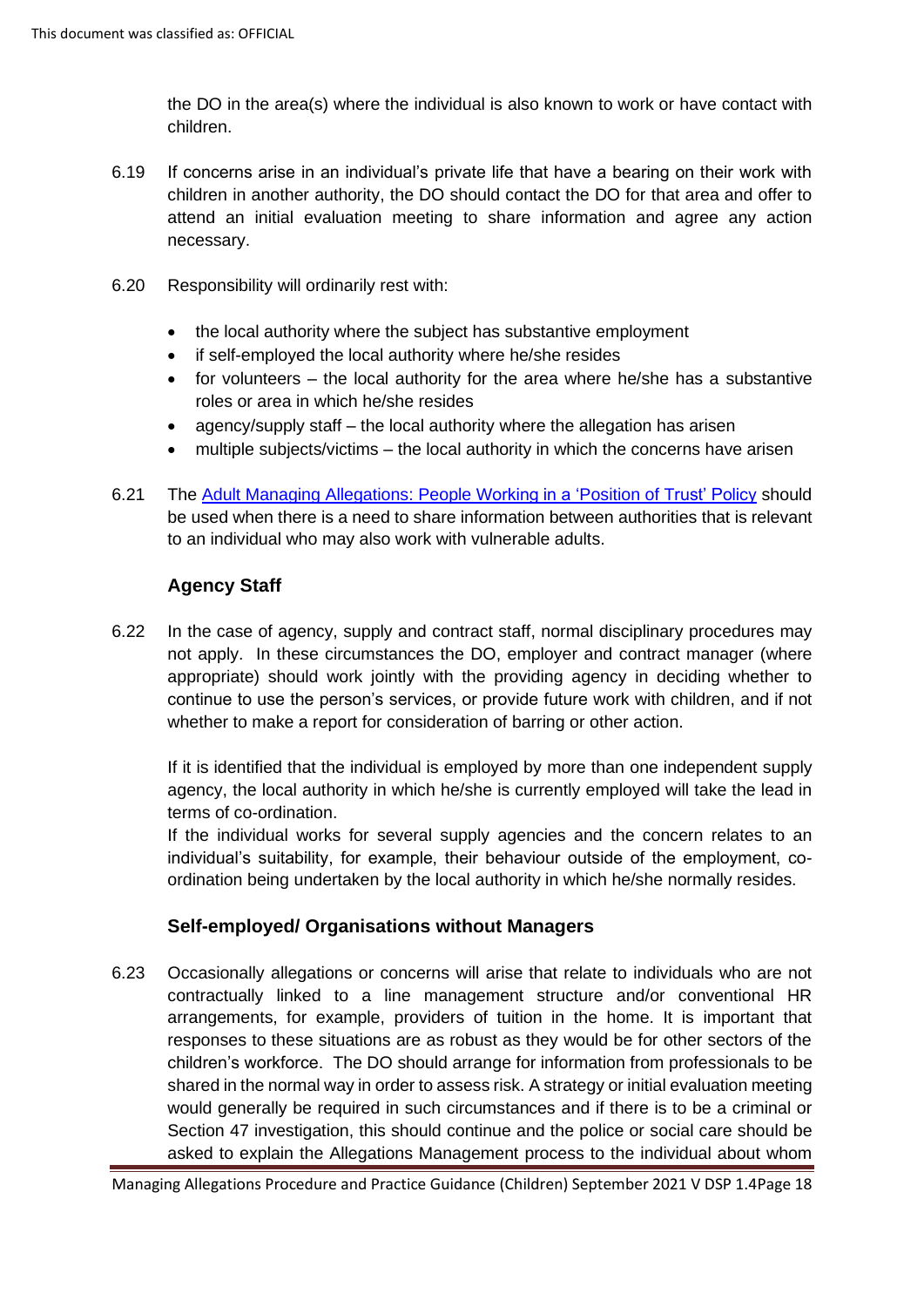the DO in the area(s) where the individual is also known to work or have contact with children.

6.19 If concerns arise in an individual's private life that have a bearing on their work with children in another authority, the DO should contact the DO for that area and offer to attend an initial evaluation meeting to share information and agree any action necessary.

6.20 Responsibility will ordinarily rest with:

- the local authority where the subject has substantive employment
- if self-employed the local authority where he/she resides
- for volunteers – the local authority for the area where he/she has a substantive roles or area in which he/she resides
- agency/supply staff – the local authority where the allegation has arisen
- multiple subjects/victims – the local authority in which the concerns have arisen

6.21 The Adult Managing Allegations: People Working in a 'Position of Trust' Policy should be used when there is a need to share information between authorities that is relevant to an individual who may also work with vulnerable adults.

### Agency Staff

6.22 In the case of agency, supply and contract staff, normal disciplinary procedures may not apply. In these circumstances the DO, employer and contract manager (where appropriate) should work jointly with the providing agency in deciding whether to continue to use the person's services, or provide future work with children, and if not whether to make a report for consideration of barring or other action.

If it is identified that the individual is employed by more than one independent supply agency, the local authority in which he/she is currently employed will take the lead in terms of co-ordination.
If the individual works for several supply agencies and the concern relates to an individual's suitability, for example, their behaviour outside of the employment, co-ordination being undertaken by the local authority in which he/she normally resides.

### Self-employed/ Organisations without Managers

6.23 Occasionally allegations or concerns will arise that relate to individuals who are not contractually linked to a line management structure and/or conventional HR arrangements, for example, providers of tuition in the home. It is important that responses to these situations are as robust as they would be for other sectors of the children's workforce. The DO should arrange for information from professionals to be shared in the normal way in order to assess risk. A strategy or initial evaluation meeting would generally be required in such circumstances and if there is to be a criminal or Section 47 investigation, this should continue and the police or social care should be asked to explain the Allegations Management process to the individual about whom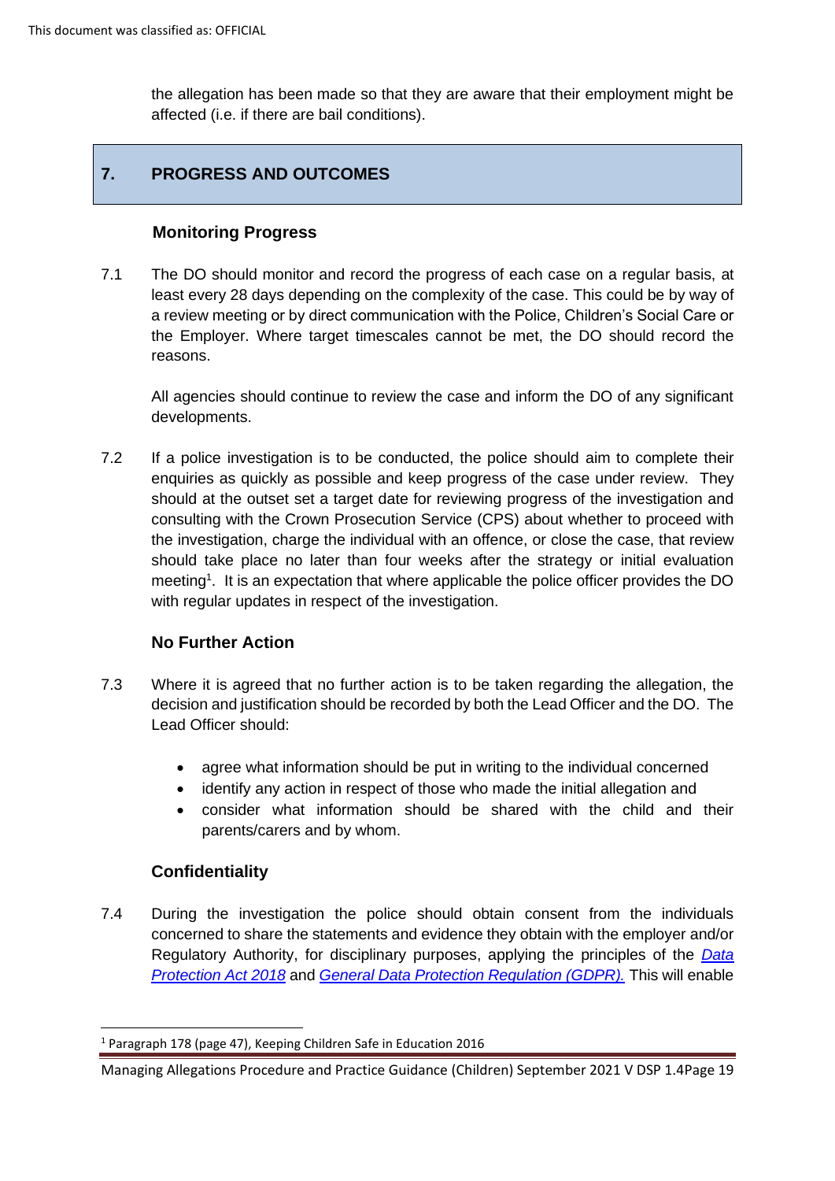the allegation has been made so that they are aware that their employment might be affected (i.e. if there are bail conditions).

## 7. PROGRESS AND OUTCOMES

### Monitoring Progress

7.1 The DO should monitor and record the progress of each case on a regular basis, at least every 28 days depending on the complexity of the case. This could be by way of a review meeting or by direct communication with the Police, Children's Social Care or the Employer. Where target timescales cannot be met, the DO should record the reasons.

All agencies should continue to review the case and inform the DO of any significant developments.

7.2 If a police investigation is to be conducted, the police should aim to complete their enquiries as quickly as possible and keep progress of the case under review. They should at the outset set a target date for reviewing progress of the investigation and consulting with the Crown Prosecution Service (CPS) about whether to proceed with the investigation, charge the individual with an offence, or close the case, that review should take place no later than four weeks after the strategy or initial evaluation meeting[1]. It is an expectation that where applicable the police officer provides the DO with regular updates in respect of the investigation.

### No Further Action

7.3 Where it is agreed that no further action is to be taken regarding the allegation, the decision and justification should be recorded by both the Lead Officer and the DO. The Lead Officer should:

- agree what information should be put in writing to the individual concerned
- identify any action in respect of those who made the initial allegation and
- consider what information should be shared with the child and their parents/carers and by whom.

### Confidentiality

7.4 During the investigation the police should obtain consent from the individuals concerned to share the statements and evidence they obtain with the employer and/or Regulatory Authority, for disciplinary purposes, applying the principles of the *Data Protection Act 2018* and *General Data Protection Regulation (GDPR).* This will enable

[1] Paragraph 178 (page 47), Keeping Children Safe in Education 2016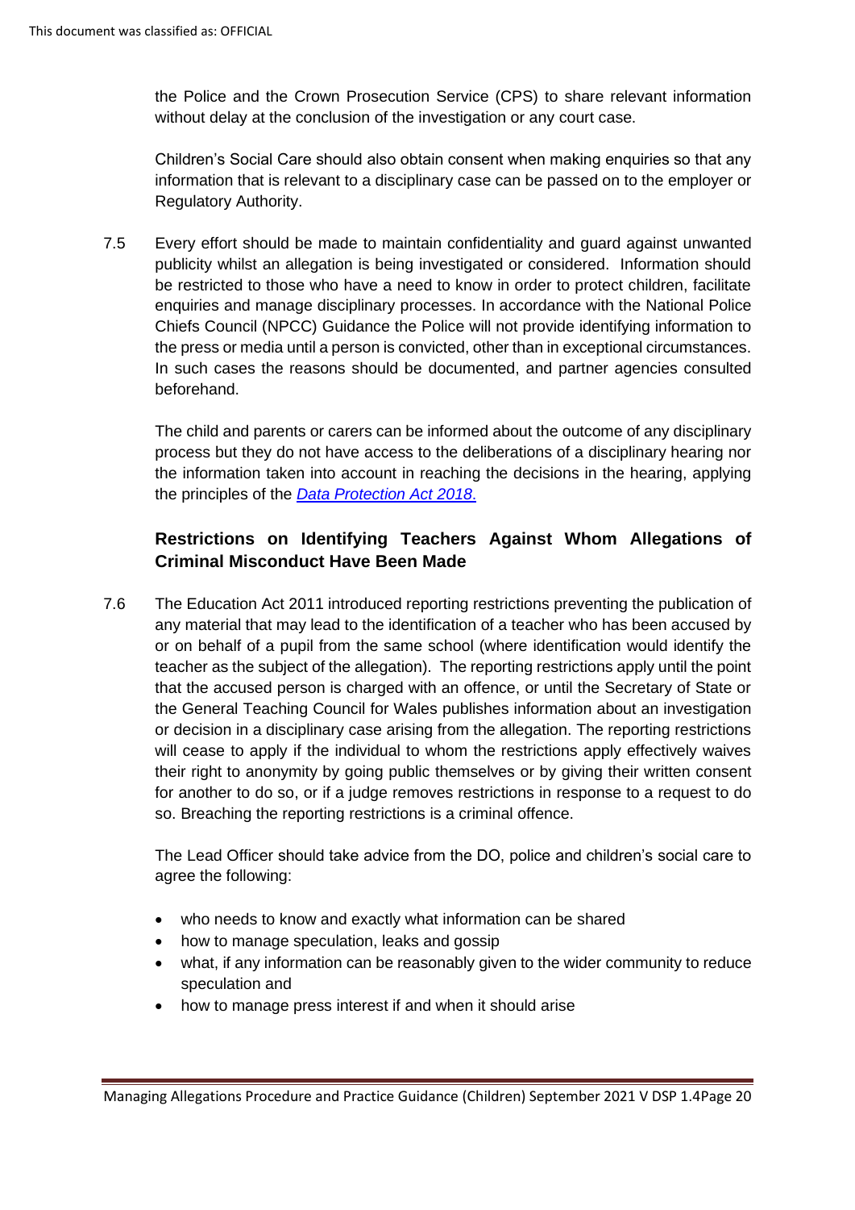the Police and the Crown Prosecution Service (CPS) to share relevant information without delay at the conclusion of the investigation or any court case.

Children's Social Care should also obtain consent when making enquiries so that any information that is relevant to a disciplinary case can be passed on to the employer or Regulatory Authority.

7.5 Every effort should be made to maintain confidentiality and guard against unwanted publicity whilst an allegation is being investigated or considered. Information should be restricted to those who have a need to know in order to protect children, facilitate enquiries and manage disciplinary processes. In accordance with the National Police Chiefs Council (NPCC) Guidance the Police will not provide identifying information to the press or media until a person is convicted, other than in exceptional circumstances. In such cases the reasons should be documented, and partner agencies consulted beforehand.

The child and parents or carers can be informed about the outcome of any disciplinary process but they do not have access to the deliberations of a disciplinary hearing nor the information taken into account in reaching the decisions in the hearing, applying the principles of the *Data Protection Act 2018*.

### Restrictions on Identifying Teachers Against Whom Allegations of Criminal Misconduct Have Been Made

7.6 The Education Act 2011 introduced reporting restrictions preventing the publication of any material that may lead to the identification of a teacher who has been accused by or on behalf of a pupil from the same school (where identification would identify the teacher as the subject of the allegation). The reporting restrictions apply until the point that the accused person is charged with an offence, or until the Secretary of State or the General Teaching Council for Wales publishes information about an investigation or decision in a disciplinary case arising from the allegation. The reporting restrictions will cease to apply if the individual to whom the restrictions apply effectively waives their right to anonymity by going public themselves or by giving their written consent for another to do so, or if a judge removes restrictions in response to a request to do so. Breaching the reporting restrictions is a criminal offence.

The Lead Officer should take advice from the DO, police and children's social care to agree the following:

- who needs to know and exactly what information can be shared
- how to manage speculation, leaks and gossip
- what, if any information can be reasonably given to the wider community to reduce speculation and
- how to manage press interest if and when it should arise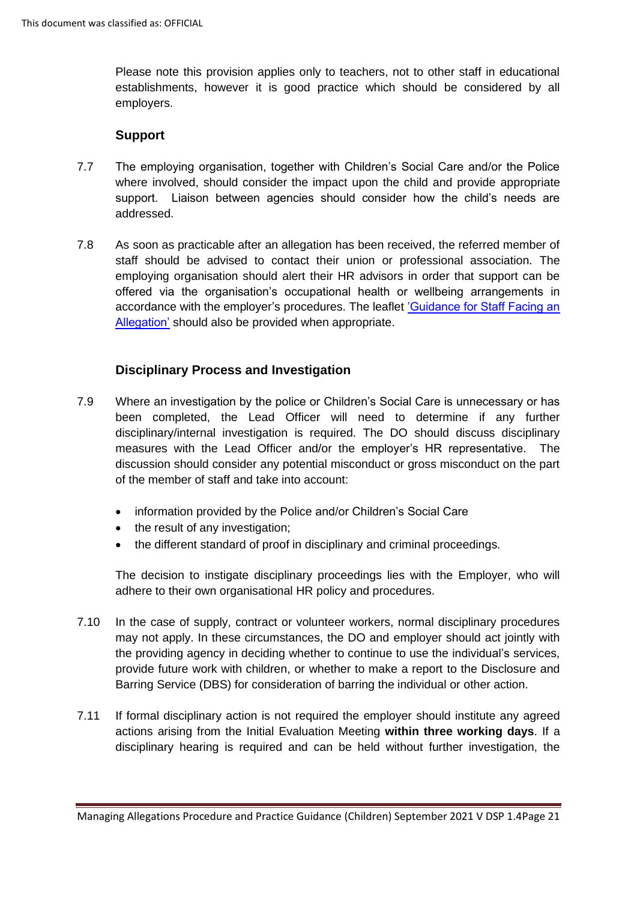Please note this provision applies only to teachers, not to other staff in educational establishments, however it is good practice which should be considered by all employers.

### Support

7.7 The employing organisation, together with Children's Social Care and/or the Police where involved, should consider the impact upon the child and provide appropriate support. Liaison between agencies should consider how the child's needs are addressed.

7.8 As soon as practicable after an allegation has been received, the referred member of staff should be advised to contact their union or professional association. The employing organisation should alert their HR advisors in order that support can be offered via the organisation's occupational health or wellbeing arrangements in accordance with the employer's procedures. The leaflet 'Guidance for Staff Facing an Allegation' should also be provided when appropriate.

### Disciplinary Process and Investigation

7.9 Where an investigation by the police or Children's Social Care is unnecessary or has been completed, the Lead Officer will need to determine if any further disciplinary/internal investigation is required. The DO should discuss disciplinary measures with the Lead Officer and/or the employer's HR representative. The discussion should consider any potential misconduct or gross misconduct on the part of the member of staff and take into account:

- information provided by the Police and/or Children's Social Care
- the result of any investigation;
- the different standard of proof in disciplinary and criminal proceedings.

The decision to instigate disciplinary proceedings lies with the Employer, who will adhere to their own organisational HR policy and procedures.

7.10 In the case of supply, contract or volunteer workers, normal disciplinary procedures may not apply. In these circumstances, the DO and employer should act jointly with the providing agency in deciding whether to continue to use the individual's services, provide future work with children, or whether to make a report to the Disclosure and Barring Service (DBS) for consideration of barring the individual or other action.

7.11 If formal disciplinary action is not required the employer should institute any agreed actions arising from the Initial Evaluation Meeting **within three working days**. If a disciplinary hearing is required and can be held without further investigation, the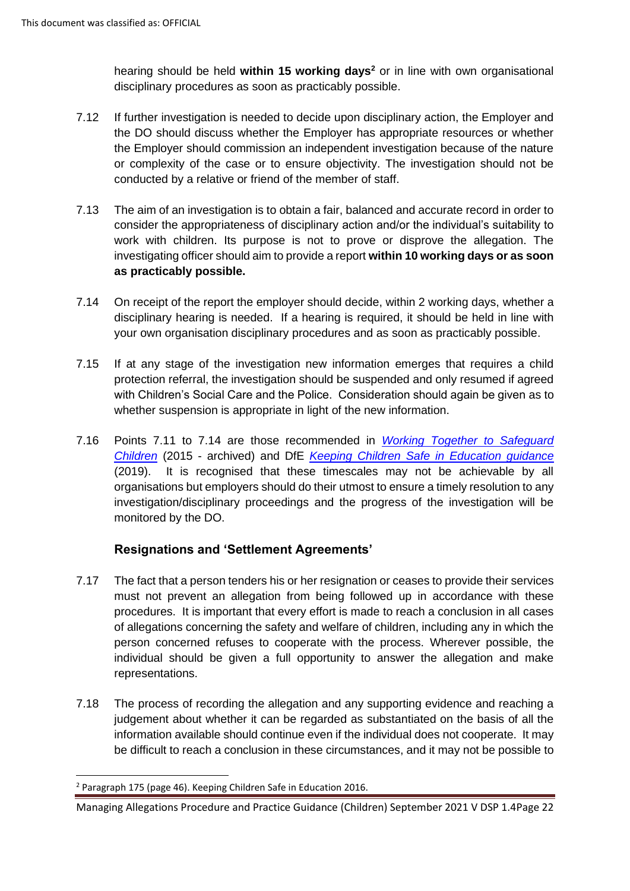hearing should be held **within 15 working days**[2] or in line with own organisational disciplinary procedures as soon as practicably possible.

7.12 If further investigation is needed to decide upon disciplinary action, the Employer and the DO should discuss whether the Employer has appropriate resources or whether the Employer should commission an independent investigation because of the nature or complexity of the case or to ensure objectivity. The investigation should not be conducted by a relative or friend of the member of staff.

7.13 The aim of an investigation is to obtain a fair, balanced and accurate record in order to consider the appropriateness of disciplinary action and/or the individual's suitability to work with children. Its purpose is not to prove or disprove the allegation. The investigating officer should aim to provide a report **within 10 working days or as soon as practicably possible.**

7.14 On receipt of the report the employer should decide, within 2 working days, whether a disciplinary hearing is needed. If a hearing is required, it should be held in line with your own organisation disciplinary procedures and as soon as practicably possible.

7.15 If at any stage of the investigation new information emerges that requires a child protection referral, the investigation should be suspended and only resumed if agreed with Children's Social Care and the Police. Consideration should again be given as to whether suspension is appropriate in light of the new information.

7.16 Points 7.11 to 7.14 are those recommended in *Working Together to Safeguard Children* (2015 - archived) and DfE *Keeping Children Safe in Education guidance* (2019). It is recognised that these timescales may not be achievable by all organisations but employers should do their utmost to ensure a timely resolution to any investigation/disciplinary proceedings and the progress of the investigation will be monitored by the DO.

### Resignations and 'Settlement Agreements'

7.17 The fact that a person tenders his or her resignation or ceases to provide their services must not prevent an allegation from being followed up in accordance with these procedures. It is important that every effort is made to reach a conclusion in all cases of allegations concerning the safety and welfare of children, including any in which the person concerned refuses to cooperate with the process. Wherever possible, the individual should be given a full opportunity to answer the allegation and make representations.

7.18 The process of recording the allegation and any supporting evidence and reaching a judgement about whether it can be regarded as substantiated on the basis of all the information available should continue even if the individual does not cooperate. It may be difficult to reach a conclusion in these circumstances, and it may not be possible to

---

[2] Paragraph 175 (page 46). Keeping Children Safe in Education 2016.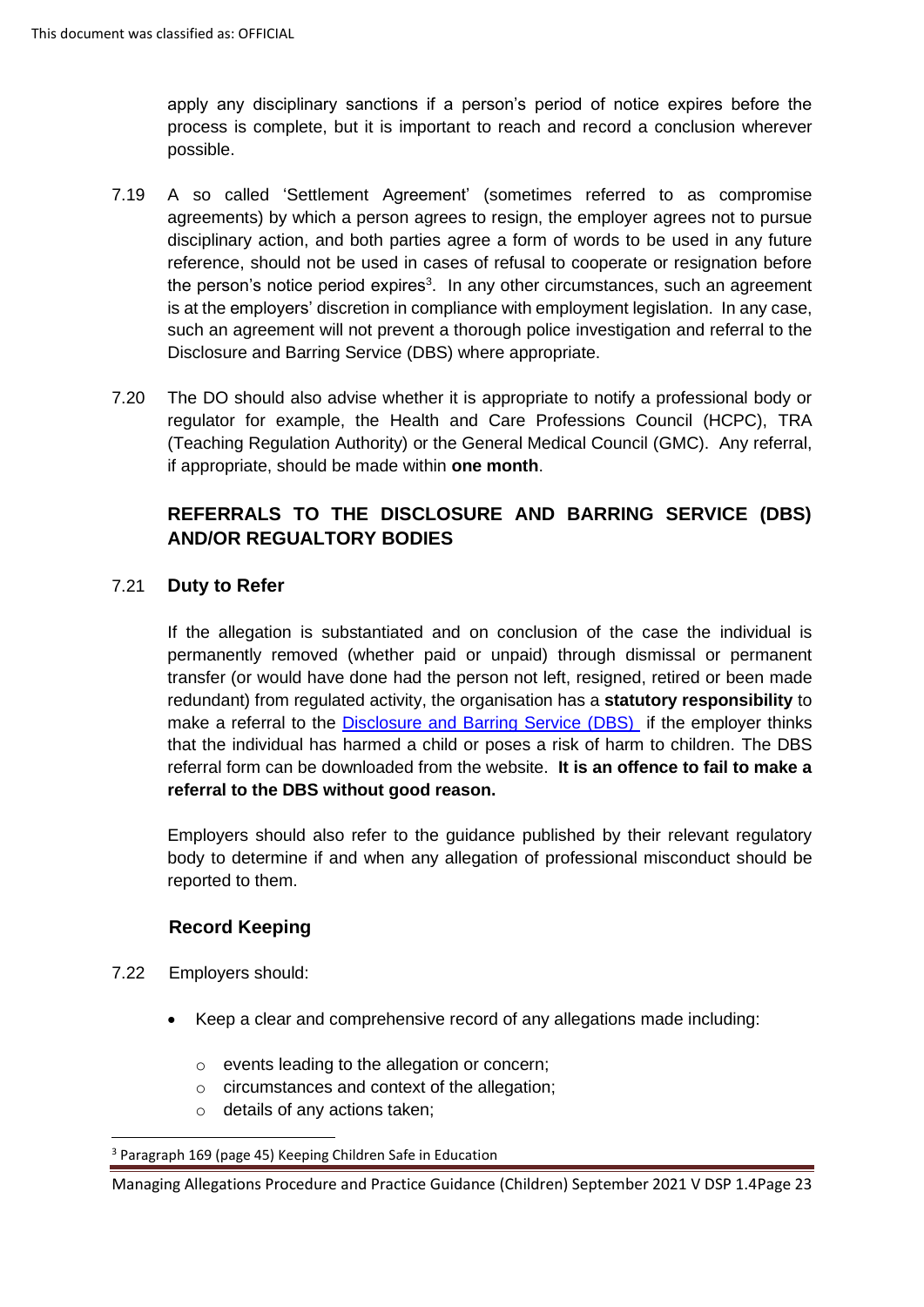apply any disciplinary sanctions if a person's period of notice expires before the process is complete, but it is important to reach and record a conclusion wherever possible.

7.19 A so called 'Settlement Agreement' (sometimes referred to as compromise agreements) by which a person agrees to resign, the employer agrees not to pursue disciplinary action, and both parties agree a form of words to be used in any future reference, should not be used in cases of refusal to cooperate or resignation before the person's notice period expires[3]. In any other circumstances, such an agreement is at the employers' discretion in compliance with employment legislation. In any case, such an agreement will not prevent a thorough police investigation and referral to the Disclosure and Barring Service (DBS) where appropriate.

7.20 The DO should also advise whether it is appropriate to notify a professional body or regulator for example, the Health and Care Professions Council (HCPC), TRA (Teaching Regulation Authority) or the General Medical Council (GMC). Any referral, if appropriate, should be made within **one month**.

## REFERRALS TO THE DISCLOSURE AND BARRING SERVICE (DBS) AND/OR REGUALTORY BODIES

### 7.21 Duty to Refer

If the allegation is substantiated and on conclusion of the case the individual is permanently removed (whether paid or unpaid) through dismissal or permanent transfer (or would have done had the person not left, resigned, retired or been made redundant) from regulated activity, the organisation has a **statutory responsibility** to make a referral to the Disclosure and Barring Service (DBS) if the employer thinks that the individual has harmed a child or poses a risk of harm to children. The DBS referral form can be downloaded from the website. **It is an offence to fail to make a referral to the DBS without good reason.**

Employers should also refer to the guidance published by their relevant regulatory body to determine if and when any allegation of professional misconduct should be reported to them.

### Record Keeping

7.22 Employers should:

- Keep a clear and comprehensive record of any allegations made including:
  - events leading to the allegation or concern;
  - circumstances and context of the allegation;
  - details of any actions taken;

[3] Paragraph 169 (page 45) Keeping Children Safe in Education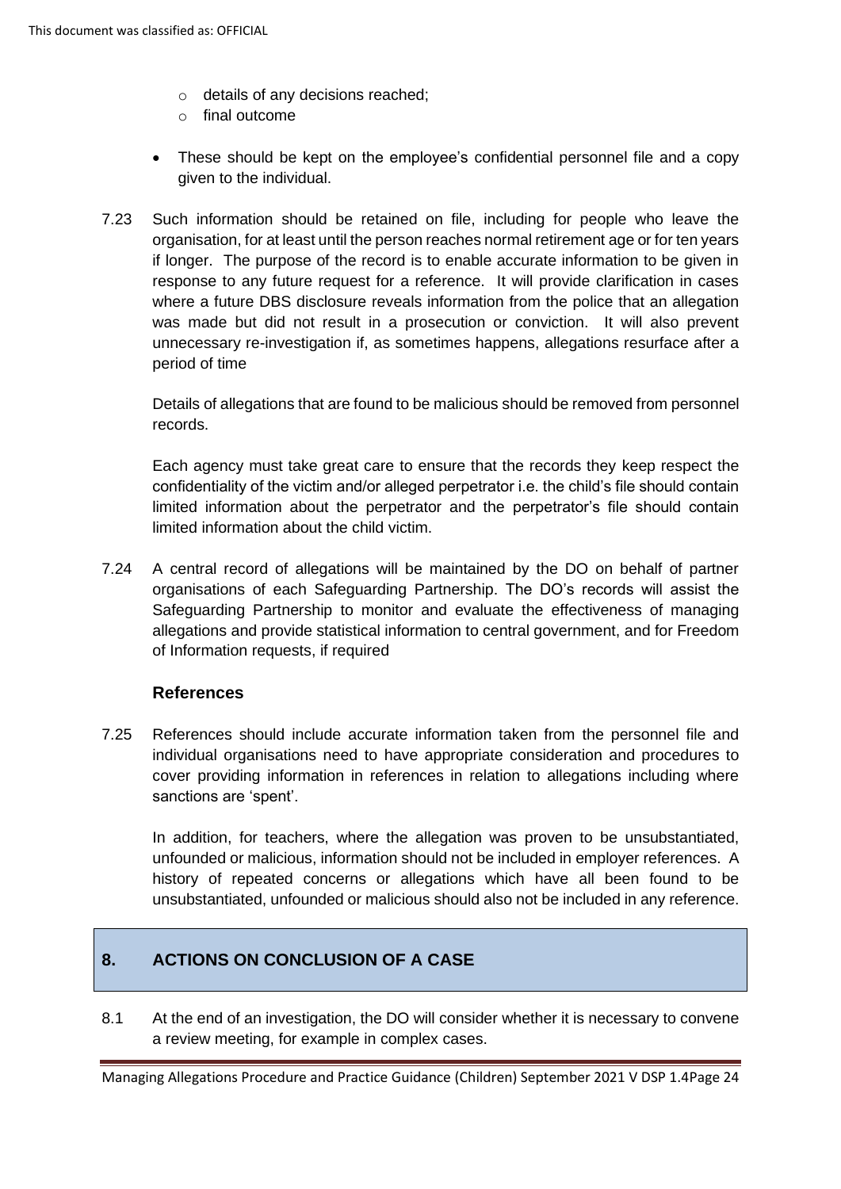- details of any decisions reached;
  - final outcome

- These should be kept on the employee's confidential personnel file and a copy given to the individual.

7.23 Such information should be retained on file, including for people who leave the organisation, for at least until the person reaches normal retirement age or for ten years if longer. The purpose of the record is to enable accurate information to be given in response to any future request for a reference. It will provide clarification in cases where a future DBS disclosure reveals information from the police that an allegation was made but did not result in a prosecution or conviction. It will also prevent unnecessary re-investigation if, as sometimes happens, allegations resurface after a period of time

Details of allegations that are found to be malicious should be removed from personnel records.

Each agency must take great care to ensure that the records they keep respect the confidentiality of the victim and/or alleged perpetrator i.e. the child's file should contain limited information about the perpetrator and the perpetrator's file should contain limited information about the child victim.

7.24 A central record of allegations will be maintained by the DO on behalf of partner organisations of each Safeguarding Partnership. The DO's records will assist the Safeguarding Partnership to monitor and evaluate the effectiveness of managing allegations and provide statistical information to central government, and for Freedom of Information requests, if required

### References

7.25 References should include accurate information taken from the personnel file and individual organisations need to have appropriate consideration and procedures to cover providing information in references in relation to allegations including where sanctions are 'spent'.

In addition, for teachers, where the allegation was proven to be unsubstantiated, unfounded or malicious, information should not be included in employer references. A history of repeated concerns or allegations which have all been found to be unsubstantiated, unfounded or malicious should also not be included in any reference.

## 8. ACTIONS ON CONCLUSION OF A CASE

8.1 At the end of an investigation, the DO will consider whether it is necessary to convene a review meeting, for example in complex cases.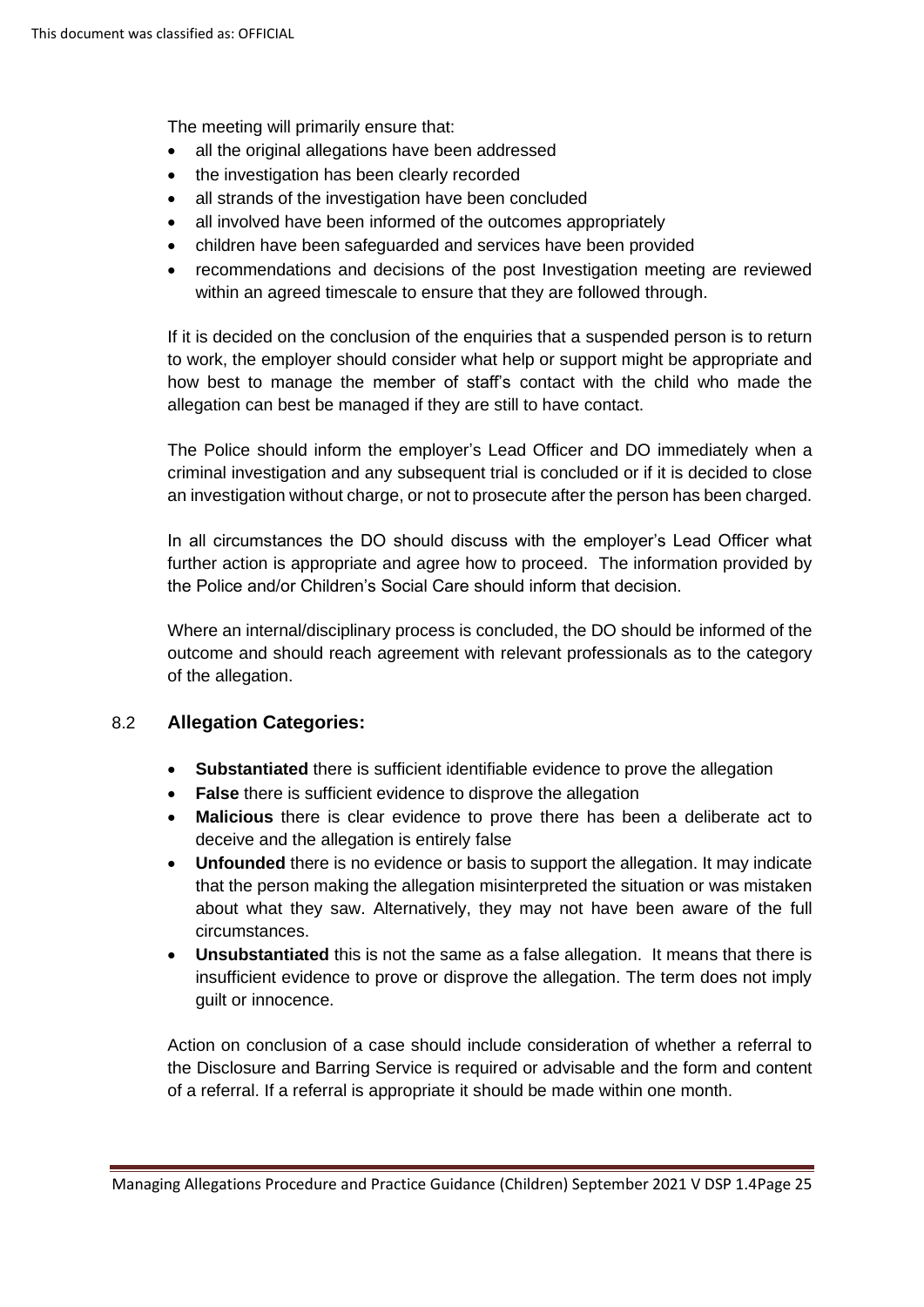The meeting will primarily ensure that:

- all the original allegations have been addressed
- the investigation has been clearly recorded
- all strands of the investigation have been concluded
- all involved have been informed of the outcomes appropriately
- children have been safeguarded and services have been provided
- recommendations and decisions of the post Investigation meeting are reviewed within an agreed timescale to ensure that they are followed through.

If it is decided on the conclusion of the enquiries that a suspended person is to return to work, the employer should consider what help or support might be appropriate and how best to manage the member of staff's contact with the child who made the allegation can best be managed if they are still to have contact.

The Police should inform the employer's Lead Officer and DO immediately when a criminal investigation and any subsequent trial is concluded or if it is decided to close an investigation without charge, or not to prosecute after the person has been charged.

In all circumstances the DO should discuss with the employer's Lead Officer what further action is appropriate and agree how to proceed. The information provided by the Police and/or Children's Social Care should inform that decision.

Where an internal/disciplinary process is concluded, the DO should be informed of the outcome and should reach agreement with relevant professionals as to the category of the allegation.

## 8.2 Allegation Categories:

- **Substantiated** there is sufficient identifiable evidence to prove the allegation
- **False** there is sufficient evidence to disprove the allegation
- **Malicious** there is clear evidence to prove there has been a deliberate act to deceive and the allegation is entirely false
- **Unfounded** there is no evidence or basis to support the allegation. It may indicate that the person making the allegation misinterpreted the situation or was mistaken about what they saw. Alternatively, they may not have been aware of the full circumstances.
- **Unsubstantiated** this is not the same as a false allegation. It means that there is insufficient evidence to prove or disprove the allegation. The term does not imply guilt or innocence.

Action on conclusion of a case should include consideration of whether a referral to the Disclosure and Barring Service is required or advisable and the form and content of a referral. If a referral is appropriate it should be made within one month.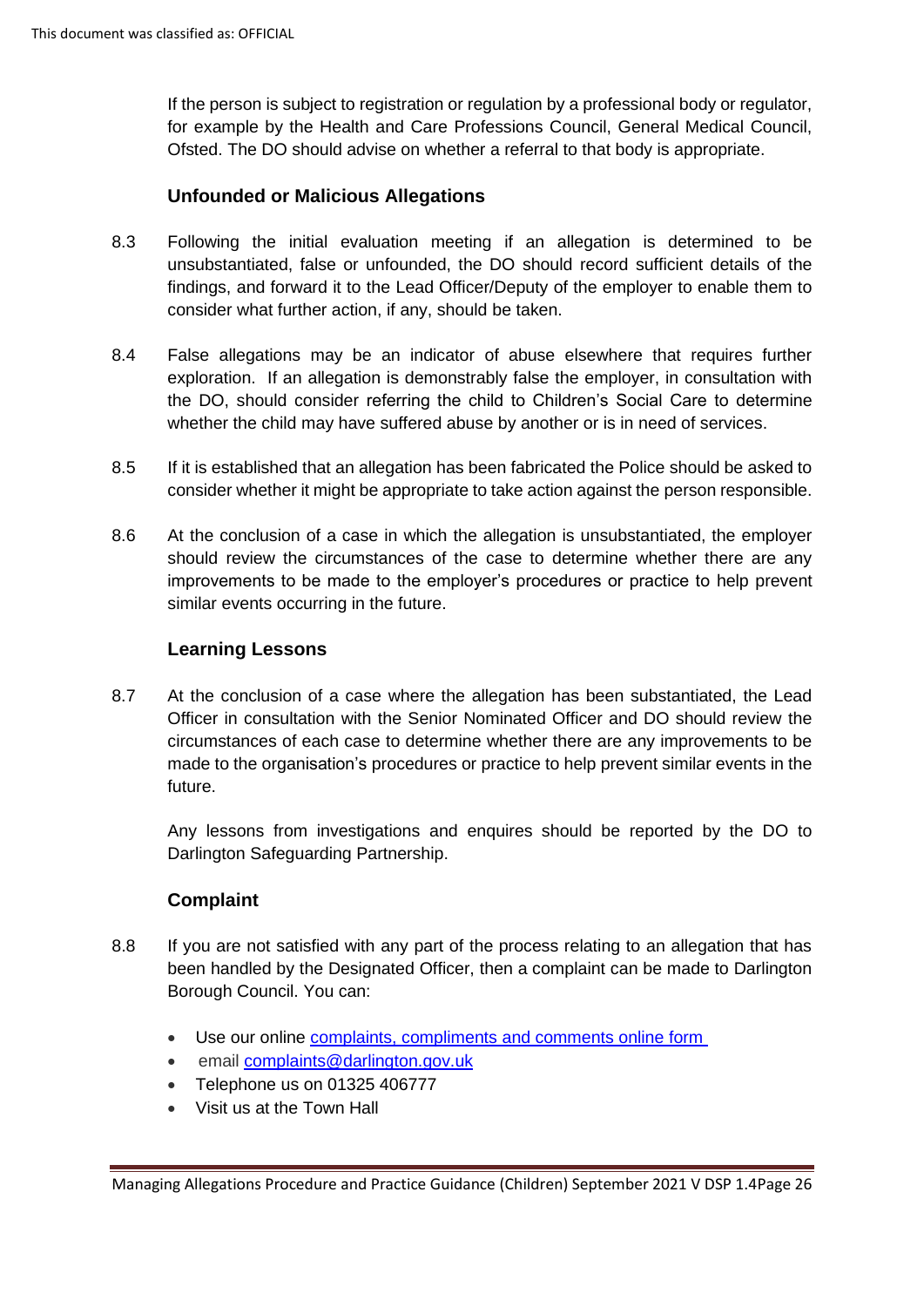If the person is subject to registration or regulation by a professional body or regulator, for example by the Health and Care Professions Council, General Medical Council, Ofsted. The DO should advise on whether a referral to that body is appropriate.

### Unfounded or Malicious Allegations

8.3 Following the initial evaluation meeting if an allegation is determined to be unsubstantiated, false or unfounded, the DO should record sufficient details of the findings, and forward it to the Lead Officer/Deputy of the employer to enable them to consider what further action, if any, should be taken.

8.4 False allegations may be an indicator of abuse elsewhere that requires further exploration. If an allegation is demonstrably false the employer, in consultation with the DO, should consider referring the child to Children's Social Care to determine whether the child may have suffered abuse by another or is in need of services.

8.5 If it is established that an allegation has been fabricated the Police should be asked to consider whether it might be appropriate to take action against the person responsible.

8.6 At the conclusion of a case in which the allegation is unsubstantiated, the employer should review the circumstances of the case to determine whether there are any improvements to be made to the employer's procedures or practice to help prevent similar events occurring in the future.

### Learning Lessons

8.7 At the conclusion of a case where the allegation has been substantiated, the Lead Officer in consultation with the Senior Nominated Officer and DO should review the circumstances of each case to determine whether there are any improvements to be made to the organisation's procedures or practice to help prevent similar events in the future.

Any lessons from investigations and enquires should be reported by the DO to Darlington Safeguarding Partnership.

### Complaint

8.8 If you are not satisfied with any part of the process relating to an allegation that has been handled by the Designated Officer, then a complaint can be made to Darlington Borough Council. You can:

- Use our online complaints, compliments and comments online form
- email complaints@darlington.gov.uk
- Telephone us on 01325 406777
- Visit us at the Town Hall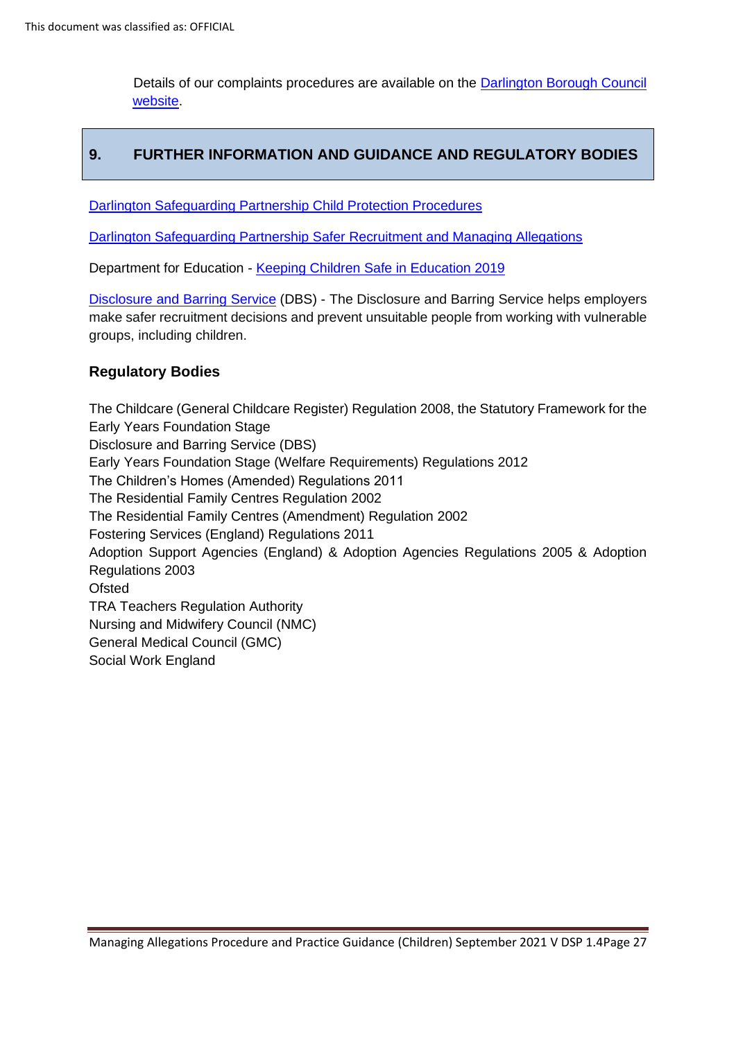Details of our complaints procedures are available on the [Darlington Borough Council website](Darlington Borough Council website).

## 9. FURTHER INFORMATION AND GUIDANCE AND REGULATORY BODIES

Darlington Safeguarding Partnership Child Protection Procedures

Darlington Safeguarding Partnership Safer Recruitment and Managing Allegations

Department for Education - Keeping Children Safe in Education 2019

Disclosure and Barring Service (DBS) - The Disclosure and Barring Service helps employers make safer recruitment decisions and prevent unsuitable people from working with vulnerable groups, including children.

### Regulatory Bodies

The Childcare (General Childcare Register) Regulation 2008, the Statutory Framework for the Early Years Foundation Stage
Disclosure and Barring Service (DBS)
Early Years Foundation Stage (Welfare Requirements) Regulations 2012
The Children's Homes (Amended) Regulations 2011
The Residential Family Centres Regulation 2002
The Residential Family Centres (Amendment) Regulation 2002
Fostering Services (England) Regulations 2011
Adoption Support Agencies (England) & Adoption Agencies Regulations 2005 & Adoption Regulations 2003
Ofsted
TRA Teachers Regulation Authority
Nursing and Midwifery Council (NMC)
General Medical Council (GMC)
Social Work England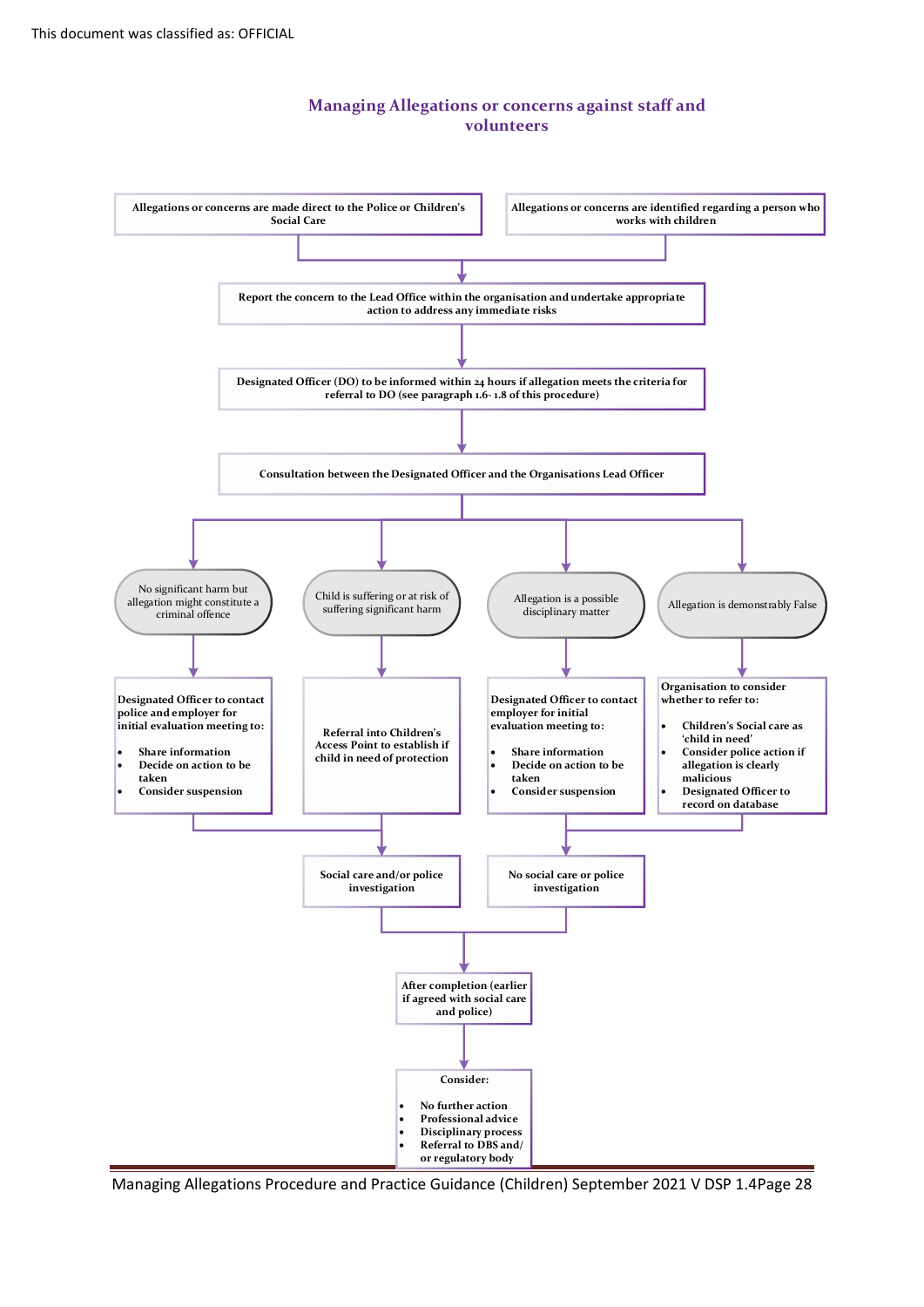# Managing Allegations or concerns against staff and volunteers

Allegations or concerns are made direct to the Police or Children's Social Care

Allegations or concerns are identified regarding a person who works with children

Report the concern to the Lead Office within the organisation and undertake appropriate action to address any immediate risks

Designated Officer (DO) to be informed within 24 hours if allegation meets the criteria for referral to DO (see paragraph 1.6- 1.8 of this procedure)

Consultation between the Designated Officer and the Organisations Lead Officer

No significant harm but allegation might constitute a criminal offence

Child is suffering or at risk of suffering significant harm

Allegation is a possible disciplinary matter

Allegation is demonstrably False

Designated Officer to contact police and employer for initial evaluation meeting to:

- Share information
- Decide on action to be taken
- Consider suspension

Referral into Children's Access Point to establish if child in need of protection

Designated Officer to contact employer for initial evaluation meeting to:

- Share information
- Decide on action to be taken
- Consider suspension

Organisation to consider whether to refer to:

- Children's Social care as 'child in need'
- Consider police action if allegation is clearly malicious
- Designated Officer to record on database

Social care and/or police investigation

No social care or police investigation

After completion (earlier if agreed with social care and police)

Consider:

- No further action
- Professional advice
- Disciplinary process
- Referral to DBS and/ or regulatory body